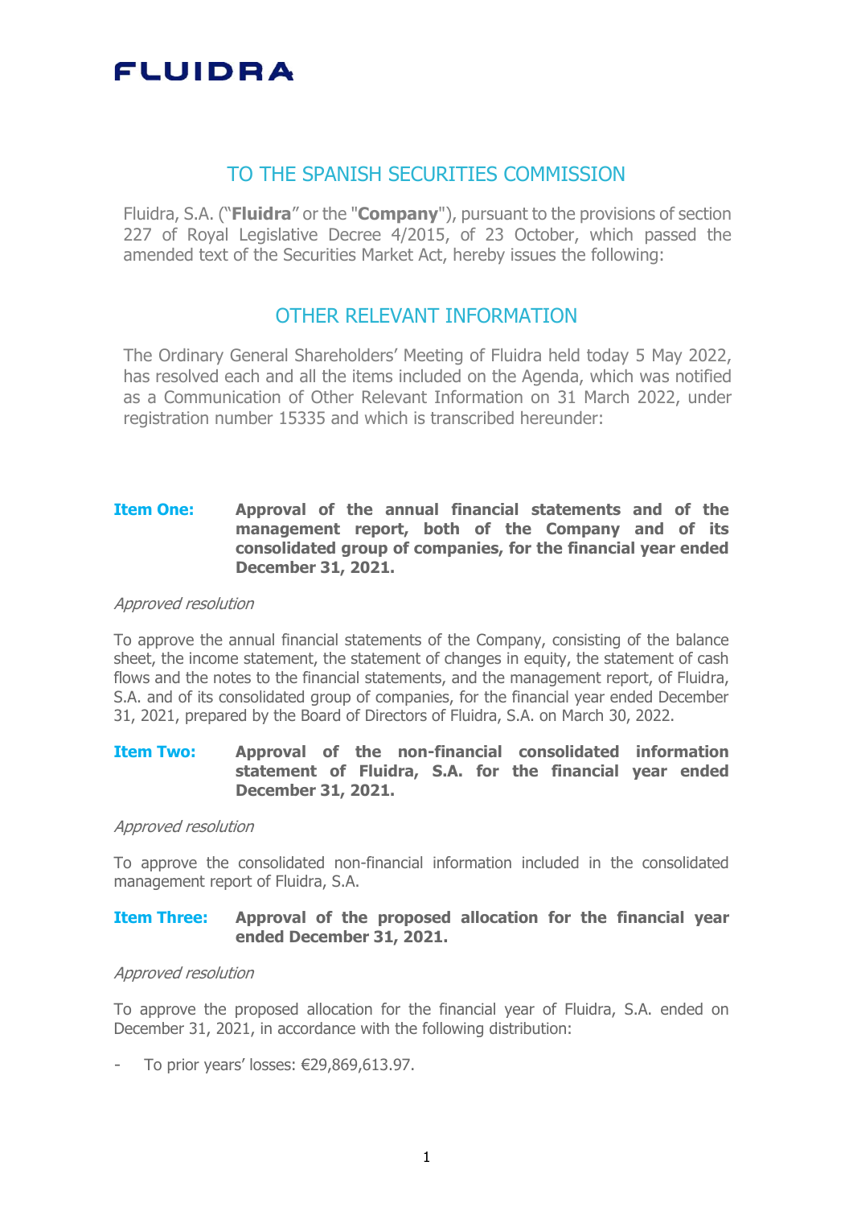FLUIDRA

## TO THE SPANISH SECURITIES COMMISSION

Fluidra, S.A. ("**Fluidra**" or the "**Company**"), pursuant to the provisions of section 227 of Royal Legislative Decree 4/2015, of 23 October, which passed the amended text of the Securities Market Act, hereby issues the following:

## OTHER RELEVANT INFORMATION

The Ordinary General Shareholders' Meeting of Fluidra held today 5 May 2022, has resolved each and all the items included on the Agenda, which was notified as a Communication of Other Relevant Information on 31 March 2022, under registration number 15335 and which is transcribed hereunder:

**Item One: Approval of the annual financial statements and of the management report, both of the Company and of its consolidated group of companies, for the financial year ended December 31, 2021.**

*Approved resolution*

To approve the annual financial statements of the Company, consisting of the balance sheet, the income statement, the statement of changes in equity, the statement of cash flows and the notes to the financial statements, and the management report, of Fluidra, S.A. and of its consolidated group of companies, for the financial year ended December 31, 2021, prepared by the Board of Directors of Fluidra, S.A. on March 30, 2022.

**Item Two: Approval of the non-financial consolidated information statement of Fluidra, S.A. for the financial year ended December 31, 2021.**

*Approved resolution*

To approve the consolidated non-financial information included in the consolidated management report of Fluidra, S.A.

**Item Three: Approval of the proposed allocation for the financial year ended December 31, 2021.**

*Approved resolution*

To approve the proposed allocation for the financial year of Fluidra, S.A. ended on December 31, 2021, in accordance with the following distribution:

- To prior years' losses: €29,869,613.97.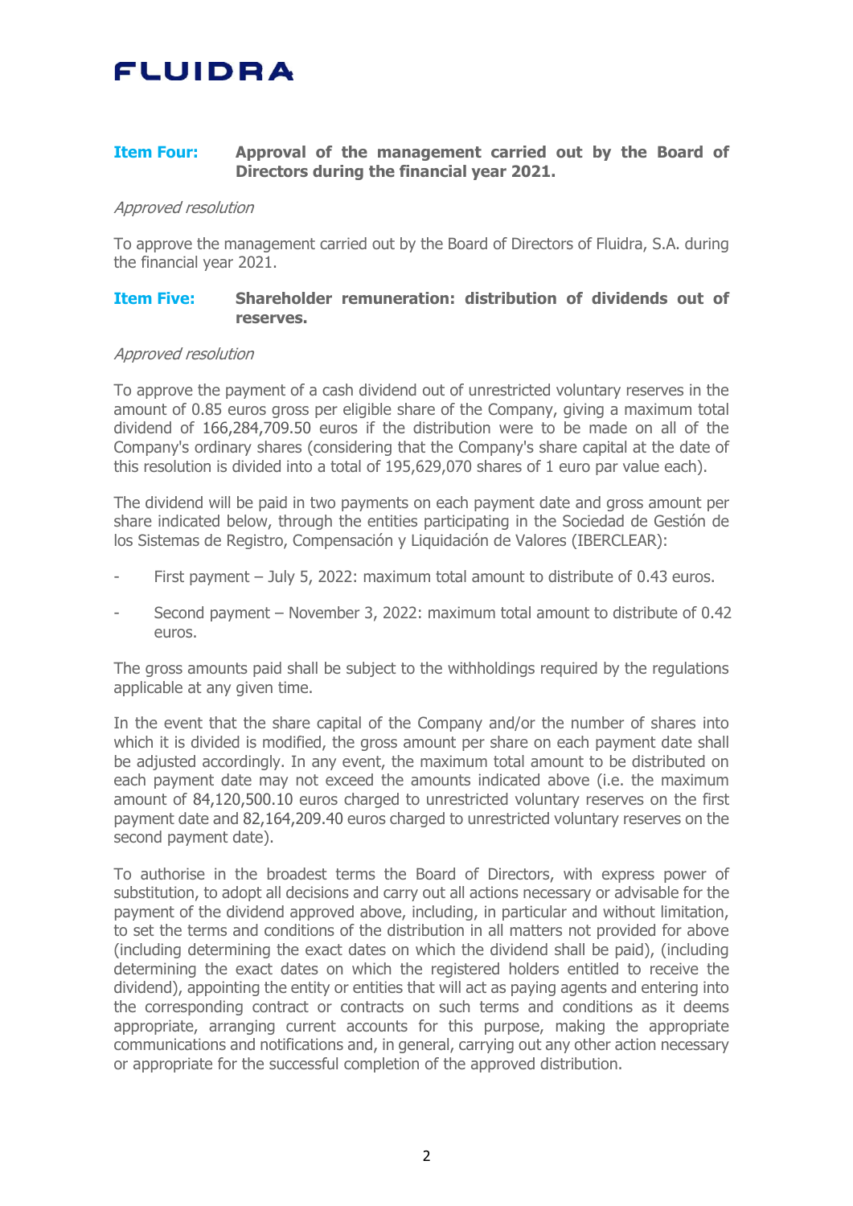**Item Four: Approval of the management carried out by the Board of Directors during the financial year 2021.**

*Approved resolution*

To approve the management carried out by the Board of Directors of Fluidra, S.A. during the financial year 2021.

**Item Five: Shareholder remuneration: distribution of dividends out of reserves.**

*Approved resolution*

To approve the payment of a cash dividend out of unrestricted voluntary reserves in the amount of 0.85 euros gross per eligible share of the Company, giving a maximum total dividend of 166,284,709.50 euros if the distribution were to be made on all of the Company's ordinary shares (considering that the Company's share capital at the date of this resolution is divided into a total of 195,629,070 shares of 1 euro par value each).

The dividend will be paid in two payments on each payment date and gross amount per share indicated below, through the entities participating in the Sociedad de Gestión de los Sistemas de Registro, Compensación y Liquidación de Valores (IBERCLEAR):

- First payment – July 5, 2022: maximum total amount to distribute of 0.43 euros.
- Second payment – November 3, 2022: maximum total amount to distribute of 0.42 euros.

The gross amounts paid shall be subject to the withholdings required by the regulations applicable at any given time.

In the event that the share capital of the Company and/or the number of shares into which it is divided is modified, the gross amount per share on each payment date shall be adjusted accordingly. In any event, the maximum total amount to be distributed on each payment date may not exceed the amounts indicated above (i.e. the maximum amount of 84,120,500.10 euros charged to unrestricted voluntary reserves on the first payment date and 82,164,209.40 euros charged to unrestricted voluntary reserves on the second payment date).

To authorise in the broadest terms the Board of Directors, with express power of substitution, to adopt all decisions and carry out all actions necessary or advisable for the payment of the dividend approved above, including, in particular and without limitation, to set the terms and conditions of the distribution in all matters not provided for above (including determining the exact dates on which the dividend shall be paid), (including determining the exact dates on which the registered holders entitled to receive the dividend), appointing the entity or entities that will act as paying agents and entering into the corresponding contract or contracts on such terms and conditions as it deems appropriate, arranging current accounts for this purpose, making the appropriate communications and notifications and, in general, carrying out any other action necessary or appropriate for the successful completion of the approved distribution.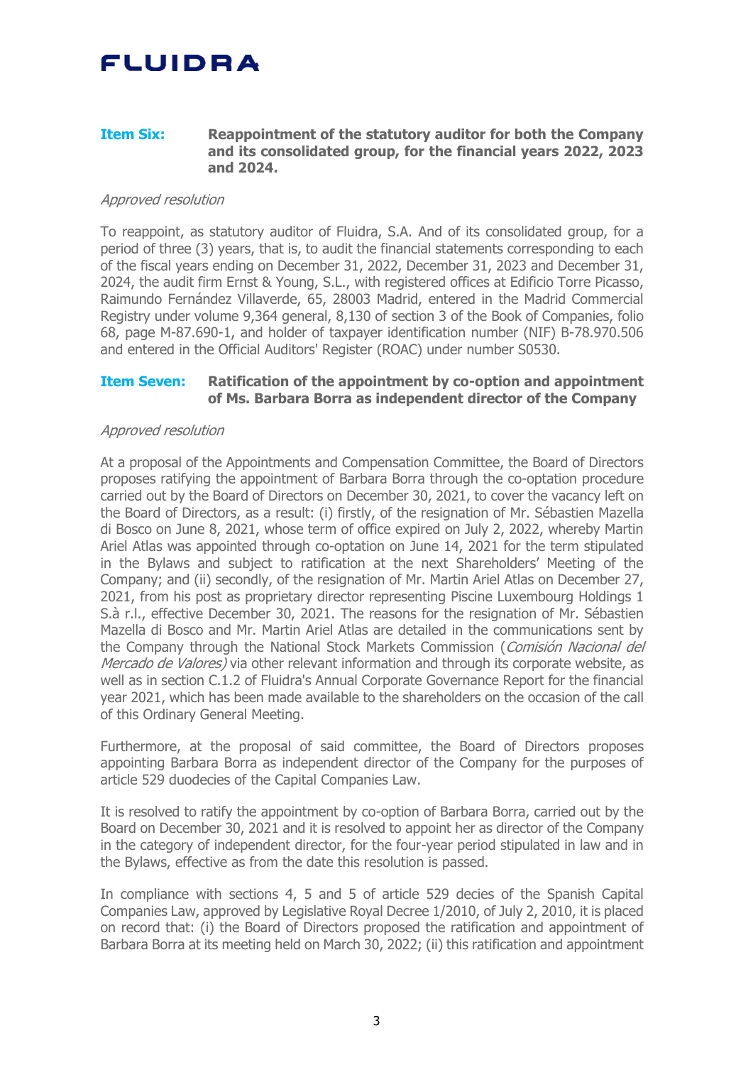**Item Six:** **Reappointment of the statutory auditor for both the Company and its consolidated group, for the financial years 2022, 2023 and 2024.**

*Approved resolution*

To reappoint, as statutory auditor of Fluidra, S.A. And of its consolidated group, for a period of three (3) years, that is, to audit the financial statements corresponding to each of the fiscal years ending on December 31, 2022, December 31, 2023 and December 31, 2024, the audit firm Ernst & Young, S.L., with registered offices at Edificio Torre Picasso, Raimundo Fernández Villaverde, 65, 28003 Madrid, entered in the Madrid Commercial Registry under volume 9,364 general, 8,130 of section 3 of the Book of Companies, folio 68, page M-87.690-1, and holder of taxpayer identification number (NIF) B-78.970.506 and entered in the Official Auditors' Register (ROAC) under number S0530.

**Item Seven:** **Ratification of the appointment by co-option and appointment of Ms. Barbara Borra as independent director of the Company**

*Approved resolution*

At a proposal of the Appointments and Compensation Committee, the Board of Directors proposes ratifying the appointment of Barbara Borra through the co-optation procedure carried out by the Board of Directors on December 30, 2021, to cover the vacancy left on the Board of Directors, as a result: (i) firstly, of the resignation of Mr. Sébastien Mazella di Bosco on June 8, 2021, whose term of office expired on July 2, 2022, whereby Martin Ariel Atlas was appointed through co-optation on June 14, 2021 for the term stipulated in the Bylaws and subject to ratification at the next Shareholders' Meeting of the Company; and (ii) secondly, of the resignation of Mr. Martin Ariel Atlas on December 27, 2021, from his post as proprietary director representing Piscine Luxembourg Holdings 1 S.à r.l., effective December 30, 2021. The reasons for the resignation of Mr. Sébastien Mazella di Bosco and Mr. Martin Ariel Atlas are detailed in the communications sent by the Company through the National Stock Markets Commission (*Comisión Nacional del Mercado de Valores)* via other relevant information and through its corporate website, as well as in section C.1.2 of Fluidra's Annual Corporate Governance Report for the financial year 2021, which has been made available to the shareholders on the occasion of the call of this Ordinary General Meeting.

Furthermore, at the proposal of said committee, the Board of Directors proposes appointing Barbara Borra as independent director of the Company for the purposes of article 529 duodecies of the Capital Companies Law.

It is resolved to ratify the appointment by co-option of Barbara Borra, carried out by the Board on December 30, 2021 and it is resolved to appoint her as director of the Company in the category of independent director, for the four-year period stipulated in law and in the Bylaws, effective as from the date this resolution is passed.

In compliance with sections 4, 5 and 5 of article 529 decies of the Spanish Capital Companies Law, approved by Legislative Royal Decree 1/2010, of July 2, 2010, it is placed on record that: (i) the Board of Directors proposed the ratification and appointment of Barbara Borra at its meeting held on March 30, 2022; (ii) this ratification and appointment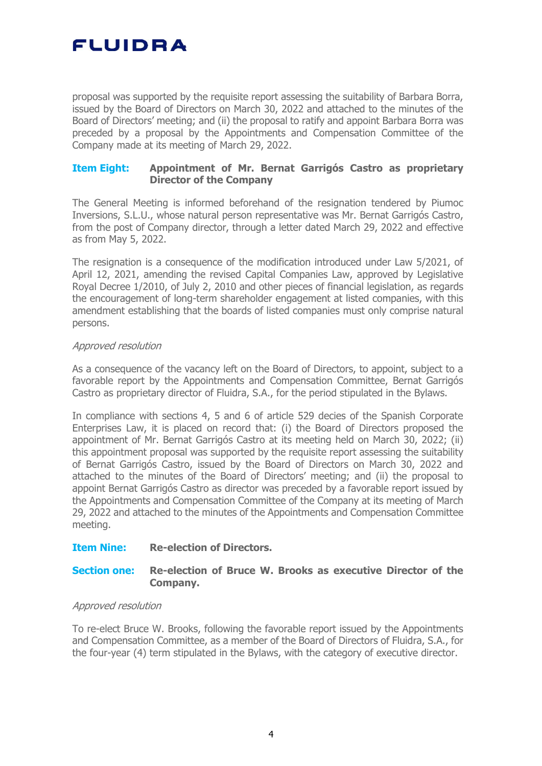proposal was supported by the requisite report assessing the suitability of Barbara Borra, issued by the Board of Directors on March 30, 2022 and attached to the minutes of the Board of Directors' meeting; and (ii) the proposal to ratify and appoint Barbara Borra was preceded by a proposal by the Appointments and Compensation Committee of the Company made at its meeting of March 29, 2022.

### Item Eight: Appointment of Mr. Bernat Garrigós Castro as proprietary Director of the Company

The General Meeting is informed beforehand of the resignation tendered by Piumoc Inversions, S.L.U., whose natural person representative was Mr. Bernat Garrigós Castro, from the post of Company director, through a letter dated March 29, 2022 and effective as from May 5, 2022.

The resignation is a consequence of the modification introduced under Law 5/2021, of April 12, 2021, amending the revised Capital Companies Law, approved by Legislative Royal Decree 1/2010, of July 2, 2010 and other pieces of financial legislation, as regards the encouragement of long-term shareholder engagement at listed companies, with this amendment establishing that the boards of listed companies must only comprise natural persons.

*Approved resolution*

As a consequence of the vacancy left on the Board of Directors, to appoint, subject to a favorable report by the Appointments and Compensation Committee, Bernat Garrigós Castro as proprietary director of Fluidra, S.A., for the period stipulated in the Bylaws.

In compliance with sections 4, 5 and 6 of article 529 decies of the Spanish Corporate Enterprises Law, it is placed on record that: (i) the Board of Directors proposed the appointment of Mr. Bernat Garrigós Castro at its meeting held on March 30, 2022; (ii) this appointment proposal was supported by the requisite report assessing the suitability of Bernat Garrigós Castro, issued by the Board of Directors on March 30, 2022 and attached to the minutes of the Board of Directors' meeting; and (ii) the proposal to appoint Bernat Garrigós Castro as director was preceded by a favorable report issued by the Appointments and Compensation Committee of the Company at its meeting of March 29, 2022 and attached to the minutes of the Appointments and Compensation Committee meeting.

### Item Nine: Re-election of Directors.

#### Section one: Re-election of Bruce W. Brooks as executive Director of the Company.

*Approved resolution*

To re-elect Bruce W. Brooks, following the favorable report issued by the Appointments and Compensation Committee, as a member of the Board of Directors of Fluidra, S.A., for the four-year (4) term stipulated in the Bylaws, with the category of executive director.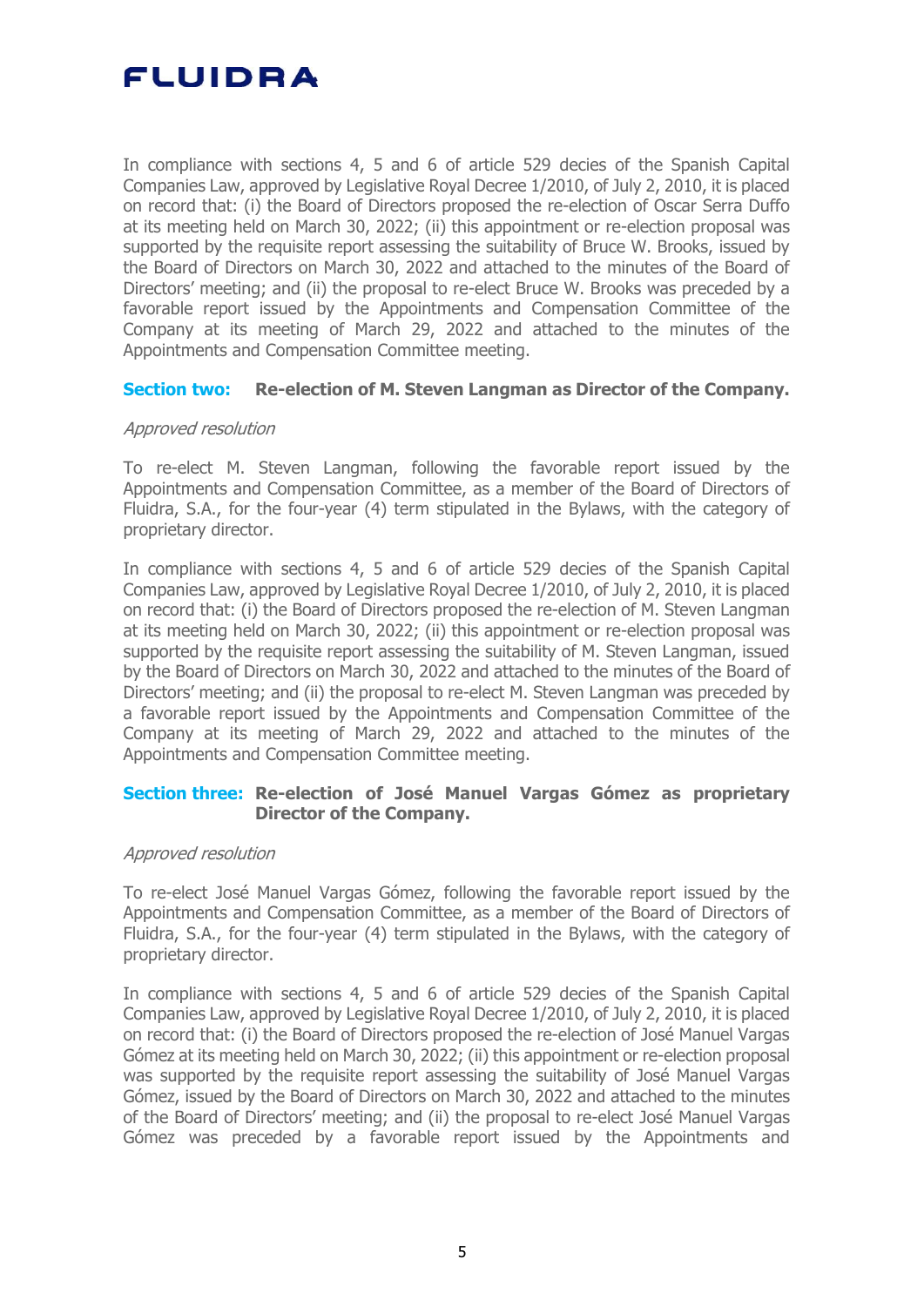In compliance with sections 4, 5 and 6 of article 529 decies of the Spanish Capital Companies Law, approved by Legislative Royal Decree 1/2010, of July 2, 2010, it is placed on record that: (i) the Board of Directors proposed the re-election of Oscar Serra Duffo at its meeting held on March 30, 2022; (ii) this appointment or re-election proposal was supported by the requisite report assessing the suitability of Bruce W. Brooks, issued by the Board of Directors on March 30, 2022 and attached to the minutes of the Board of Directors' meeting; and (ii) the proposal to re-elect Bruce W. Brooks was preceded by a favorable report issued by the Appointments and Compensation Committee of the Company at its meeting of March 29, 2022 and attached to the minutes of the Appointments and Compensation Committee meeting.

### Section two: Re-election of M. Steven Langman as Director of the Company.

*Approved resolution*

To re-elect M. Steven Langman, following the favorable report issued by the Appointments and Compensation Committee, as a member of the Board of Directors of Fluidra, S.A., for the four-year (4) term stipulated in the Bylaws, with the category of proprietary director.

In compliance with sections 4, 5 and 6 of article 529 decies of the Spanish Capital Companies Law, approved by Legislative Royal Decree 1/2010, of July 2, 2010, it is placed on record that: (i) the Board of Directors proposed the re-election of M. Steven Langman at its meeting held on March 30, 2022; (ii) this appointment or re-election proposal was supported by the requisite report assessing the suitability of M. Steven Langman, issued by the Board of Directors on March 30, 2022 and attached to the minutes of the Board of Directors' meeting; and (ii) the proposal to re-elect M. Steven Langman was preceded by a favorable report issued by the Appointments and Compensation Committee of the Company at its meeting of March 29, 2022 and attached to the minutes of the Appointments and Compensation Committee meeting.

### Section three: Re-election of José Manuel Vargas Gómez as proprietary Director of the Company.

*Approved resolution*

To re-elect José Manuel Vargas Gómez, following the favorable report issued by the Appointments and Compensation Committee, as a member of the Board of Directors of Fluidra, S.A., for the four-year (4) term stipulated in the Bylaws, with the category of proprietary director.

In compliance with sections 4, 5 and 6 of article 529 decies of the Spanish Capital Companies Law, approved by Legislative Royal Decree 1/2010, of July 2, 2010, it is placed on record that: (i) the Board of Directors proposed the re-election of José Manuel Vargas Gómez at its meeting held on March 30, 2022; (ii) this appointment or re-election proposal was supported by the requisite report assessing the suitability of José Manuel Vargas Gómez, issued by the Board of Directors on March 30, 2022 and attached to the minutes of the Board of Directors' meeting; and (ii) the proposal to re-elect José Manuel Vargas Gómez was preceded by a favorable report issued by the Appointments and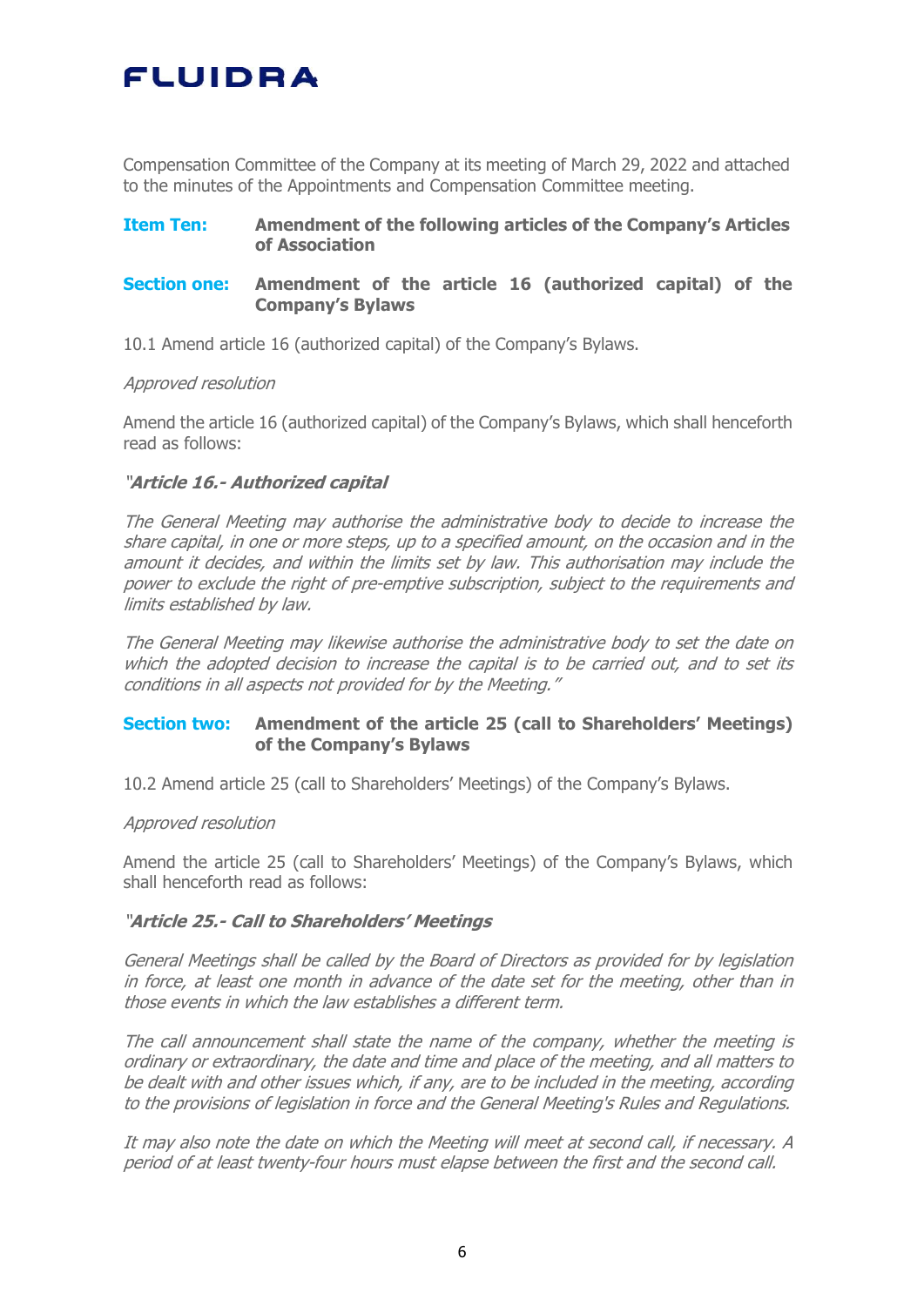Compensation Committee of the Company at its meeting of March 29, 2022 and attached to the minutes of the Appointments and Compensation Committee meeting.

**Item Ten: Amendment of the following articles of the Company's Articles of Association**

**Section one: Amendment of the article 16 (authorized capital) of the Company's Bylaws**

10.1 Amend article 16 (authorized capital) of the Company's Bylaws.

*Approved resolution*

Amend the article 16 (authorized capital) of the Company's Bylaws, which shall henceforth read as follows:

*"**Article 16.- Authorized capital***

*The General Meeting may authorise the administrative body to decide to increase the share capital, in one or more steps, up to a specified amount, on the occasion and in the amount it decides, and within the limits set by law. This authorisation may include the power to exclude the right of pre-emptive subscription, subject to the requirements and limits established by law.*

*The General Meeting may likewise authorise the administrative body to set the date on which the adopted decision to increase the capital is to be carried out, and to set its conditions in all aspects not provided for by the Meeting."*

**Section two: Amendment of the article 25 (call to Shareholders' Meetings) of the Company's Bylaws**

10.2 Amend article 25 (call to Shareholders' Meetings) of the Company's Bylaws.

*Approved resolution*

Amend the article 25 (call to Shareholders' Meetings) of the Company's Bylaws, which shall henceforth read as follows:

*"**Article 25.- Call to Shareholders' Meetings***

*General Meetings shall be called by the Board of Directors as provided for by legislation in force, at least one month in advance of the date set for the meeting, other than in those events in which the law establishes a different term.*

*The call announcement shall state the name of the company, whether the meeting is ordinary or extraordinary, the date and time and place of the meeting, and all matters to be dealt with and other issues which, if any, are to be included in the meeting, according to the provisions of legislation in force and the General Meeting's Rules and Regulations.*

*It may also note the date on which the Meeting will meet at second call, if necessary. A period of at least twenty-four hours must elapse between the first and the second call.*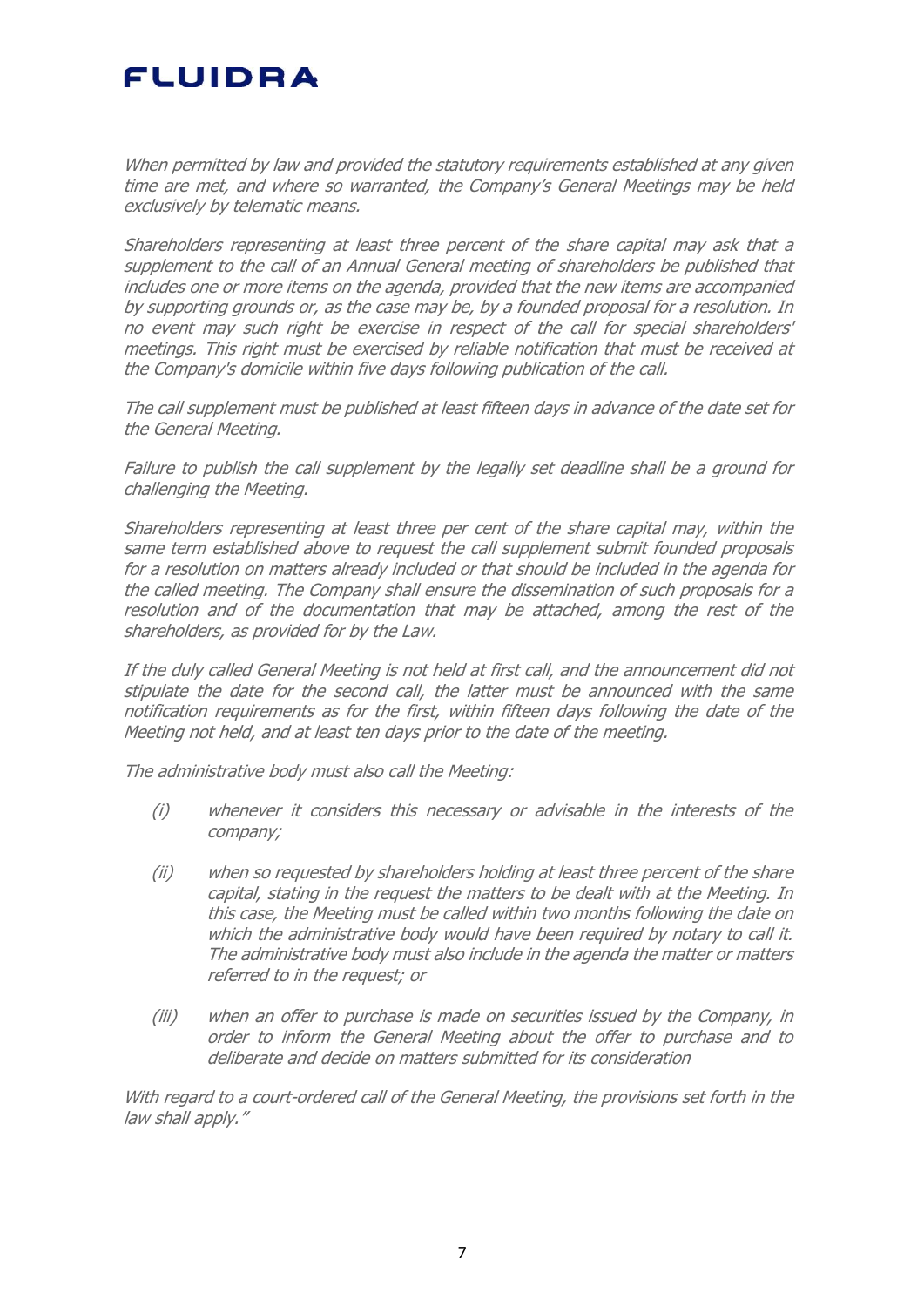*When permitted by law and provided the statutory requirements established at any given time are met, and where so warranted, the Company's General Meetings may be held exclusively by telematic means.*

*Shareholders representing at least three percent of the share capital may ask that a supplement to the call of an Annual General meeting of shareholders be published that includes one or more items on the agenda, provided that the new items are accompanied by supporting grounds or, as the case may be, by a founded proposal for a resolution. In no event may such right be exercise in respect of the call for special shareholders' meetings. This right must be exercised by reliable notification that must be received at the Company's domicile within five days following publication of the call.*

*The call supplement must be published at least fifteen days in advance of the date set for the General Meeting.*

*Failure to publish the call supplement by the legally set deadline shall be a ground for challenging the Meeting.*

*Shareholders representing at least three per cent of the share capital may, within the same term established above to request the call supplement submit founded proposals for a resolution on matters already included or that should be included in the agenda for the called meeting. The Company shall ensure the dissemination of such proposals for a resolution and of the documentation that may be attached, among the rest of the shareholders, as provided for by the Law.*

*If the duly called General Meeting is not held at first call, and the announcement did not stipulate the date for the second call, the latter must be announced with the same notification requirements as for the first, within fifteen days following the date of the Meeting not held, and at least ten days prior to the date of the meeting.*

*The administrative body must also call the Meeting:*

- *(i) whenever it considers this necessary or advisable in the interests of the company;*
- *(ii) when so requested by shareholders holding at least three percent of the share capital, stating in the request the matters to be dealt with at the Meeting. In this case, the Meeting must be called within two months following the date on which the administrative body would have been required by notary to call it. The administrative body must also include in the agenda the matter or matters referred to in the request; or*
- *(iii) when an offer to purchase is made on securities issued by the Company, in order to inform the General Meeting about the offer to purchase and to deliberate and decide on matters submitted for its consideration*

*With regard to a court-ordered call of the General Meeting, the provisions set forth in the law shall apply."*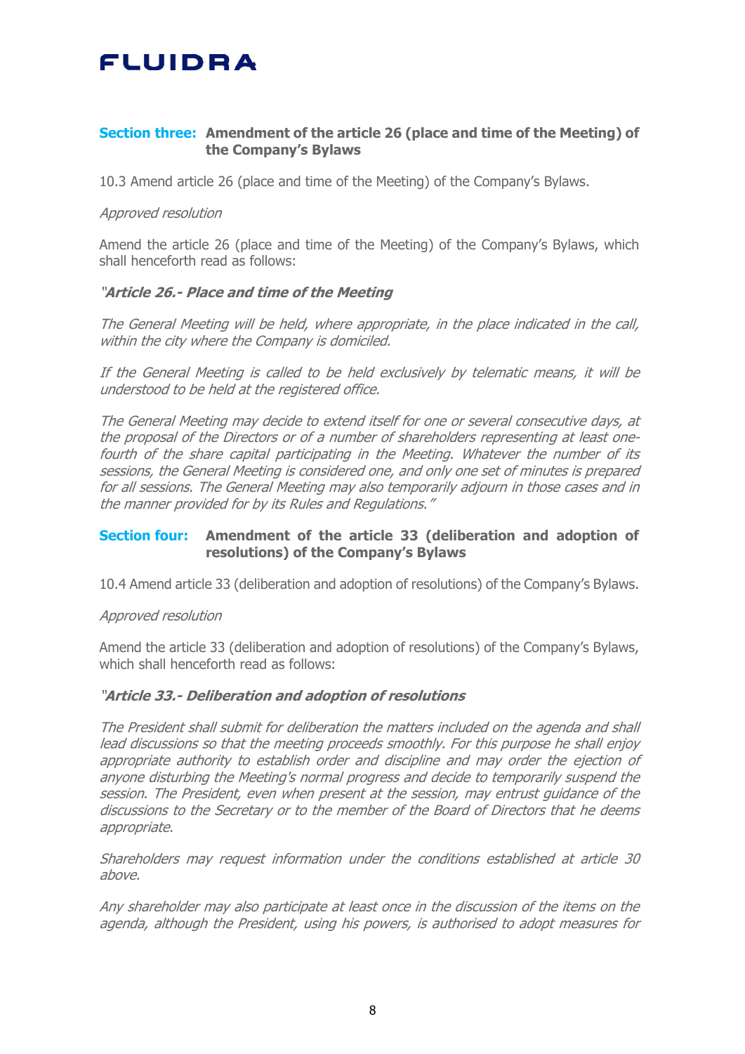**Section three: Amendment of the article 26 (place and time of the Meeting) of the Company's Bylaws**

10.3 Amend article 26 (place and time of the Meeting) of the Company's Bylaws.

*Approved resolution*

Amend the article 26 (place and time of the Meeting) of the Company's Bylaws, which shall henceforth read as follows:

*"**Article 26.- Place and time of the Meeting***

*The General Meeting will be held, where appropriate, in the place indicated in the call, within the city where the Company is domiciled.*

*If the General Meeting is called to be held exclusively by telematic means, it will be understood to be held at the registered office.*

*The General Meeting may decide to extend itself for one or several consecutive days, at the proposal of the Directors or of a number of shareholders representing at least one-fourth of the share capital participating in the Meeting. Whatever the number of its sessions, the General Meeting is considered one, and only one set of minutes is prepared for all sessions. The General Meeting may also temporarily adjourn in those cases and in the manner provided for by its Rules and Regulations."*

**Section four: Amendment of the article 33 (deliberation and adoption of resolutions) of the Company's Bylaws**

10.4 Amend article 33 (deliberation and adoption of resolutions) of the Company's Bylaws.

*Approved resolution*

Amend the article 33 (deliberation and adoption of resolutions) of the Company's Bylaws, which shall henceforth read as follows:

*"**Article 33.- Deliberation and adoption of resolutions***

*The President shall submit for deliberation the matters included on the agenda and shall lead discussions so that the meeting proceeds smoothly. For this purpose he shall enjoy appropriate authority to establish order and discipline and may order the ejection of anyone disturbing the Meeting's normal progress and decide to temporarily suspend the session. The President, even when present at the session, may entrust guidance of the discussions to the Secretary or to the member of the Board of Directors that he deems appropriate.*

*Shareholders may request information under the conditions established at article 30 above.*

*Any shareholder may also participate at least once in the discussion of the items on the agenda, although the President, using his powers, is authorised to adopt measures for*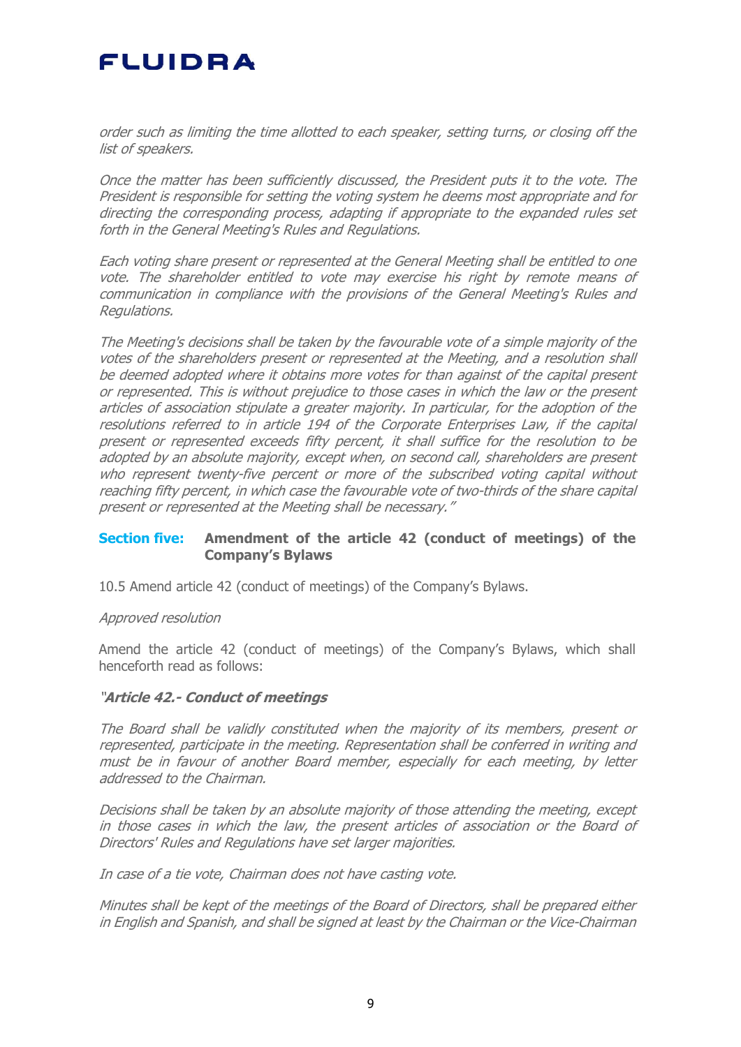*order such as limiting the time allotted to each speaker, setting turns, or closing off the list of speakers.*

*Once the matter has been sufficiently discussed, the President puts it to the vote. The President is responsible for setting the voting system he deems most appropriate and for directing the corresponding process, adapting if appropriate to the expanded rules set forth in the General Meeting's Rules and Regulations.*

*Each voting share present or represented at the General Meeting shall be entitled to one vote. The shareholder entitled to vote may exercise his right by remote means of communication in compliance with the provisions of the General Meeting's Rules and Regulations.*

*The Meeting's decisions shall be taken by the favourable vote of a simple majority of the votes of the shareholders present or represented at the Meeting, and a resolution shall be deemed adopted where it obtains more votes for than against of the capital present or represented. This is without prejudice to those cases in which the law or the present articles of association stipulate a greater majority. In particular, for the adoption of the resolutions referred to in article 194 of the Corporate Enterprises Law, if the capital present or represented exceeds fifty percent, it shall suffice for the resolution to be adopted by an absolute majority, except when, on second call, shareholders are present who represent twenty-five percent or more of the subscribed voting capital without reaching fifty percent, in which case the favourable vote of two-thirds of the share capital present or represented at the Meeting shall be necessary."*

### Section five: **Amendment of the article 42 (conduct of meetings) of the Company's Bylaws**

10.5 Amend article 42 (conduct of meetings) of the Company's Bylaws.

*Approved resolution*

Amend the article 42 (conduct of meetings) of the Company's Bylaws, which shall henceforth read as follows:

*"**Article 42.- Conduct of meetings***

*The Board shall be validly constituted when the majority of its members, present or represented, participate in the meeting. Representation shall be conferred in writing and must be in favour of another Board member, especially for each meeting, by letter addressed to the Chairman.*

*Decisions shall be taken by an absolute majority of those attending the meeting, except in those cases in which the law, the present articles of association or the Board of Directors' Rules and Regulations have set larger majorities.*

*In case of a tie vote, Chairman does not have casting vote.*

*Minutes shall be kept of the meetings of the Board of Directors, shall be prepared either in English and Spanish, and shall be signed at least by the Chairman or the Vice-Chairman*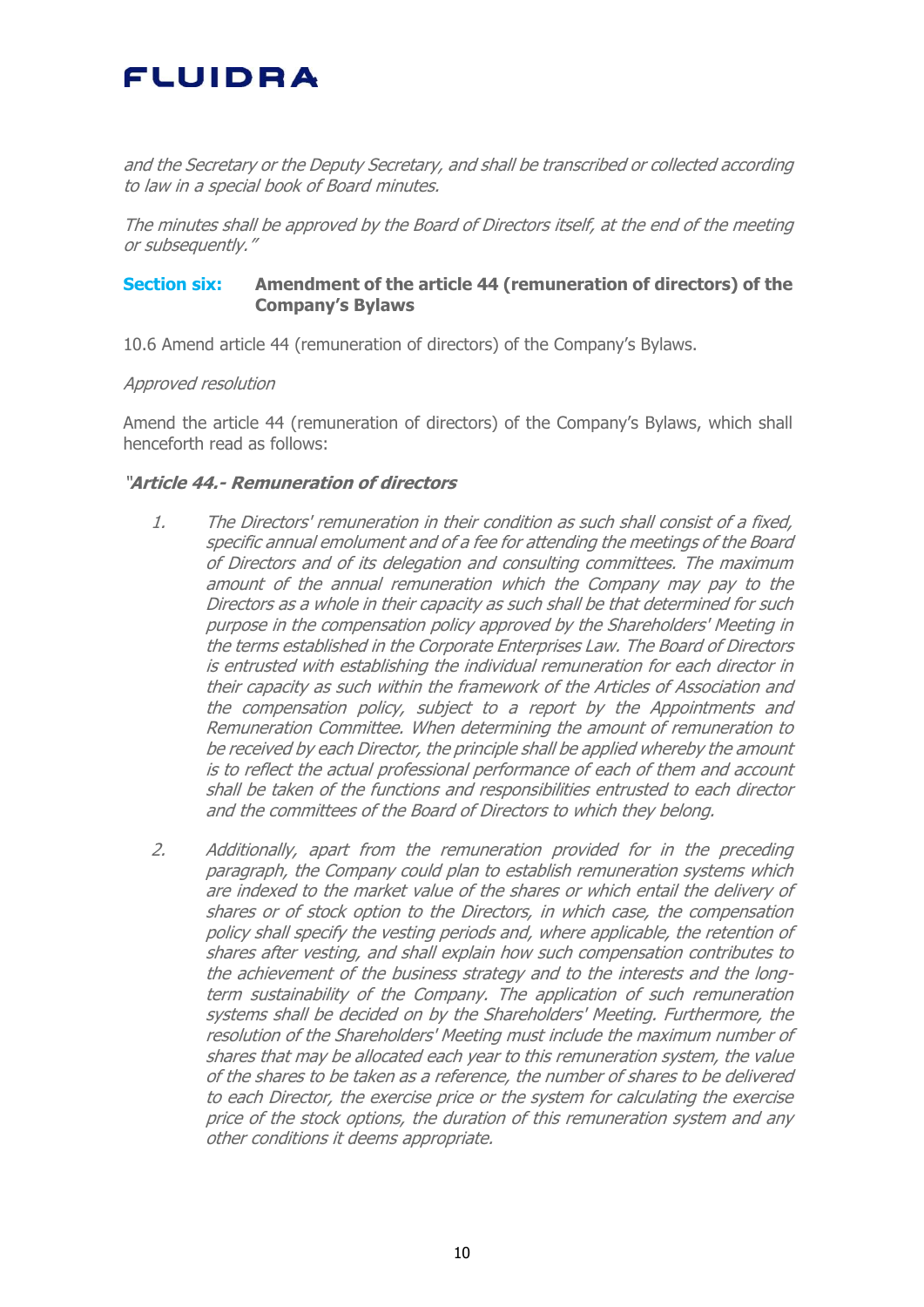*and the Secretary or the Deputy Secretary, and shall be transcribed or collected according to law in a special book of Board minutes.*

*The minutes shall be approved by the Board of Directors itself, at the end of the meeting or subsequently."*

### Section six: Amendment of the article 44 (remuneration of directors) of the Company's Bylaws

10.6 Amend article 44 (remuneration of directors) of the Company's Bylaws.

*Approved resolution*

Amend the article 44 (remuneration of directors) of the Company's Bylaws, which shall henceforth read as follows:

***"Article 44.- Remuneration of directors***

1. *The Directors' remuneration in their condition as such shall consist of a fixed, specific annual emolument and of a fee for attending the meetings of the Board of Directors and of its delegation and consulting committees. The maximum amount of the annual remuneration which the Company may pay to the Directors as a whole in their capacity as such shall be that determined for such purpose in the compensation policy approved by the Shareholders' Meeting in the terms established in the Corporate Enterprises Law. The Board of Directors is entrusted with establishing the individual remuneration for each director in their capacity as such within the framework of the Articles of Association and the compensation policy, subject to a report by the Appointments and Remuneration Committee. When determining the amount of remuneration to be received by each Director, the principle shall be applied whereby the amount is to reflect the actual professional performance of each of them and account shall be taken of the functions and responsibilities entrusted to each director and the committees of the Board of Directors to which they belong.*

2. *Additionally, apart from the remuneration provided for in the preceding paragraph, the Company could plan to establish remuneration systems which are indexed to the market value of the shares or which entail the delivery of shares or of stock option to the Directors, in which case, the compensation policy shall specify the vesting periods and, where applicable, the retention of shares after vesting, and shall explain how such compensation contributes to the achievement of the business strategy and to the interests and the long-term sustainability of the Company. The application of such remuneration systems shall be decided on by the Shareholders' Meeting. Furthermore, the resolution of the Shareholders' Meeting must include the maximum number of shares that may be allocated each year to this remuneration system, the value of the shares to be taken as a reference, the number of shares to be delivered to each Director, the exercise price or the system for calculating the exercise price of the stock options, the duration of this remuneration system and any other conditions it deems appropriate.*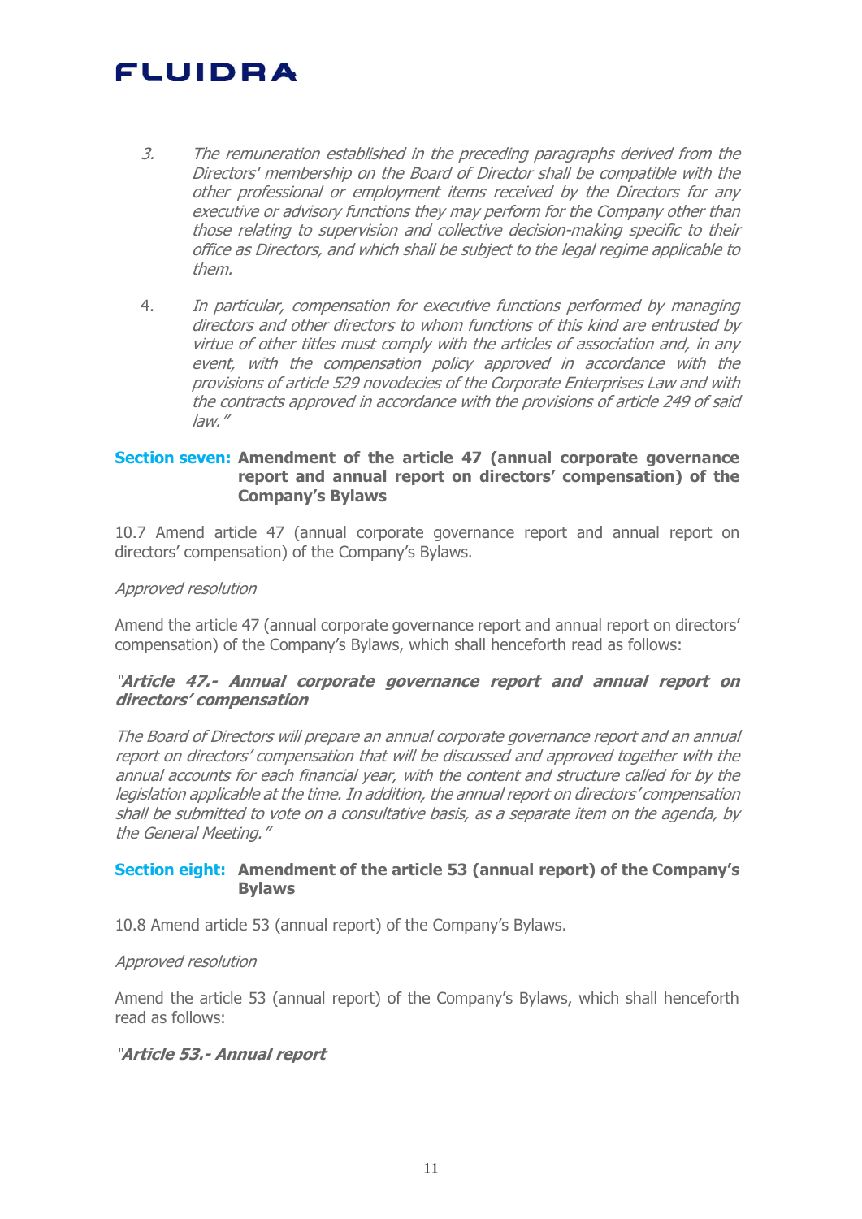3. *The remuneration established in the preceding paragraphs derived from the Directors' membership on the Board of Director shall be compatible with the other professional or employment items received by the Directors for any executive or advisory functions they may perform for the Company other than those relating to supervision and collective decision-making specific to their office as Directors, and which shall be subject to the legal regime applicable to them.*

4. *In particular, compensation for executive functions performed by managing directors and other directors to whom functions of this kind are entrusted by virtue of other titles must comply with the articles of association and, in any event, with the compensation policy approved in accordance with the provisions of article 529 novodecies of the Corporate Enterprises Law and with the contracts approved in accordance with the provisions of article 249 of said law."*

**Section seven: Amendment of the article 47 (annual corporate governance report and annual report on directors' compensation) of the Company's Bylaws**

10.7 Amend article 47 (annual corporate governance report and annual report on directors' compensation) of the Company's Bylaws.

*Approved resolution*

Amend the article 47 (annual corporate governance report and annual report on directors' compensation) of the Company's Bylaws, which shall henceforth read as follows:

***"Article 47.- Annual corporate governance report and annual report on directors' compensation***

*The Board of Directors will prepare an annual corporate governance report and an annual report on directors' compensation that will be discussed and approved together with the annual accounts for each financial year, with the content and structure called for by the legislation applicable at the time. In addition, the annual report on directors' compensation shall be submitted to vote on a consultative basis, as a separate item on the agenda, by the General Meeting."*

**Section eight: Amendment of the article 53 (annual report) of the Company's Bylaws**

10.8 Amend article 53 (annual report) of the Company's Bylaws.

*Approved resolution*

Amend the article 53 (annual report) of the Company's Bylaws, which shall henceforth read as follows:

***"Article 53.- Annual report***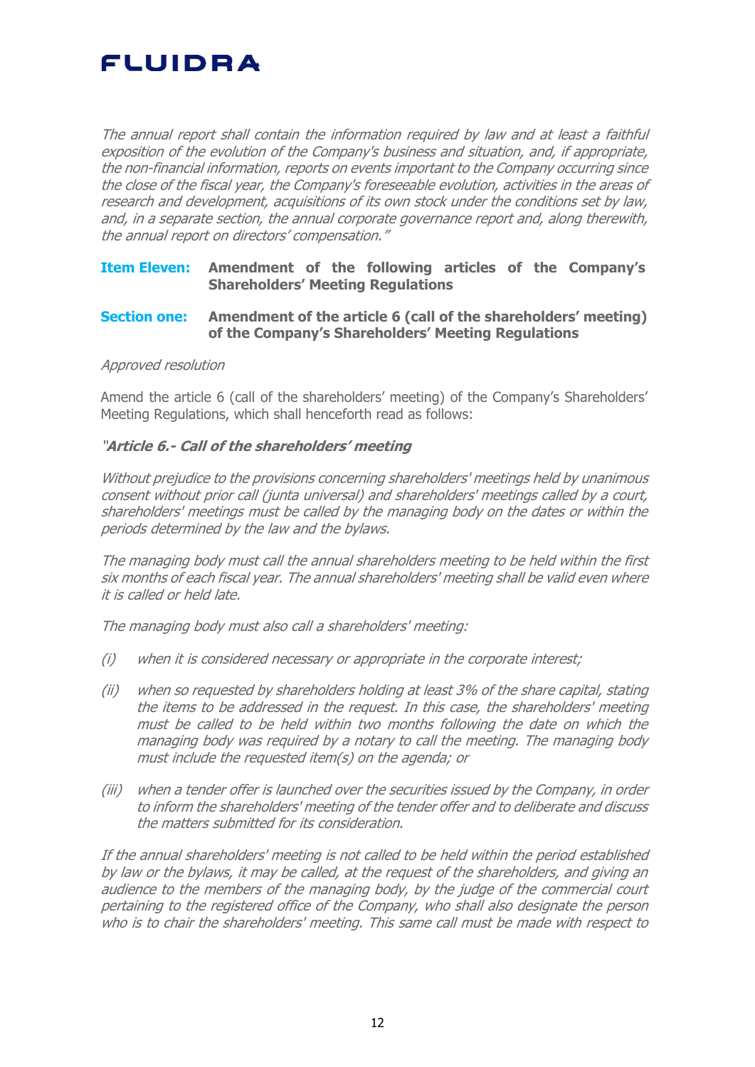*The annual report shall contain the information required by law and at least a faithful exposition of the evolution of the Company's business and situation, and, if appropriate, the non-financial information, reports on events important to the Company occurring since the close of the fiscal year, the Company's foreseeable evolution, activities in the areas of research and development, acquisitions of its own stock under the conditions set by law, and, in a separate section, the annual corporate governance report and, along therewith, the annual report on directors' compensation."*

**Item Eleven: Amendment of the following articles of the Company's Shareholders' Meeting Regulations**

**Section one: Amendment of the article 6 (call of the shareholders' meeting) of the Company's Shareholders' Meeting Regulations**

*Approved resolution*

Amend the article 6 (call of the shareholders' meeting) of the Company's Shareholders' Meeting Regulations, which shall henceforth read as follows:

*"**Article 6.- Call of the shareholders' meeting***

*Without prejudice to the provisions concerning shareholders' meetings held by unanimous consent without prior call (junta universal) and shareholders' meetings called by a court, shareholders' meetings must be called by the managing body on the dates or within the periods determined by the law and the bylaws.*

*The managing body must call the annual shareholders meeting to be held within the first six months of each fiscal year. The annual shareholders' meeting shall be valid even where it is called or held late.*

*The managing body must also call a shareholders' meeting:*

*(i) when it is considered necessary or appropriate in the corporate interest;*

*(ii) when so requested by shareholders holding at least 3% of the share capital, stating the items to be addressed in the request. In this case, the shareholders' meeting must be called to be held within two months following the date on which the managing body was required by a notary to call the meeting. The managing body must include the requested item(s) on the agenda; or*

*(iii) when a tender offer is launched over the securities issued by the Company, in order to inform the shareholders' meeting of the tender offer and to deliberate and discuss the matters submitted for its consideration.*

*If the annual shareholders' meeting is not called to be held within the period established by law or the bylaws, it may be called, at the request of the shareholders, and giving an audience to the members of the managing body, by the judge of the commercial court pertaining to the registered office of the Company, who shall also designate the person who is to chair the shareholders' meeting. This same call must be made with respect to*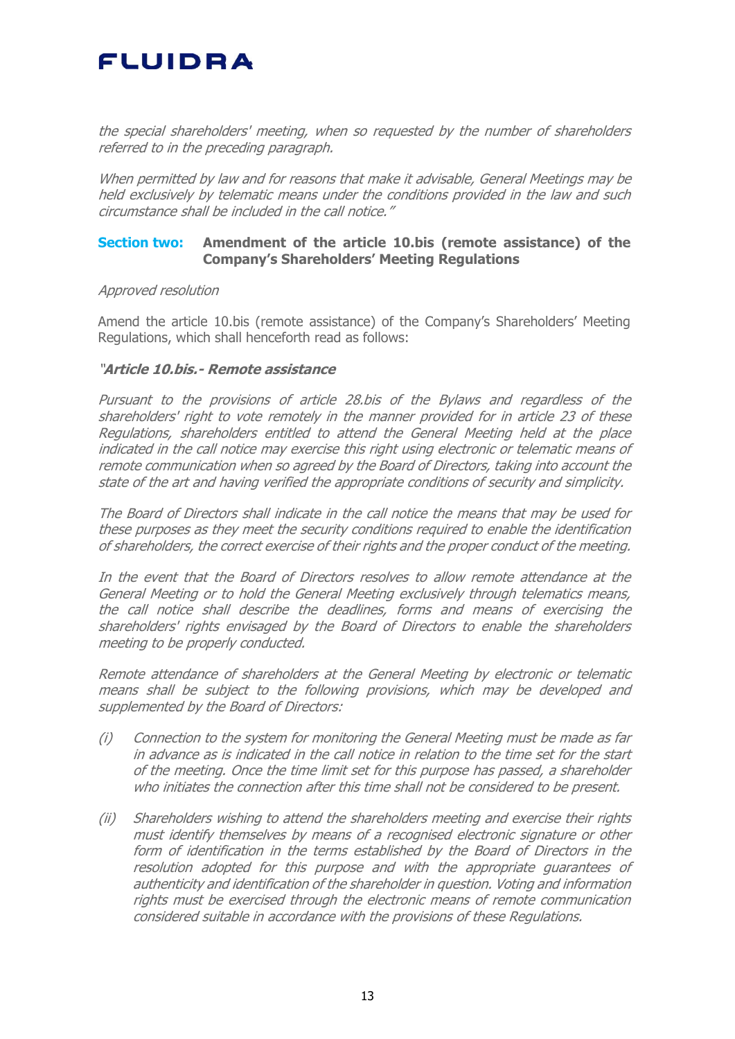*the special shareholders' meeting, when so requested by the number of shareholders referred to in the preceding paragraph.*

*When permitted by law and for reasons that make it advisable, General Meetings may be held exclusively by telematic means under the conditions provided in the law and such circumstance shall be included in the call notice."*

### Section two: Amendment of the article 10.bis (remote assistance) of the Company's Shareholders' Meeting Regulations

*Approved resolution*

Amend the article 10.bis (remote assistance) of the Company's Shareholders' Meeting Regulations, which shall henceforth read as follows:

***"Article 10.bis.- Remote assistance***

*Pursuant to the provisions of article 28.bis of the Bylaws and regardless of the shareholders' right to vote remotely in the manner provided for in article 23 of these Regulations, shareholders entitled to attend the General Meeting held at the place indicated in the call notice may exercise this right using electronic or telematic means of remote communication when so agreed by the Board of Directors, taking into account the state of the art and having verified the appropriate conditions of security and simplicity.*

*The Board of Directors shall indicate in the call notice the means that may be used for these purposes as they meet the security conditions required to enable the identification of shareholders, the correct exercise of their rights and the proper conduct of the meeting.*

*In the event that the Board of Directors resolves to allow remote attendance at the General Meeting or to hold the General Meeting exclusively through telematics means, the call notice shall describe the deadlines, forms and means of exercising the shareholders' rights envisaged by the Board of Directors to enable the shareholders meeting to be properly conducted.*

*Remote attendance of shareholders at the General Meeting by electronic or telematic means shall be subject to the following provisions, which may be developed and supplemented by the Board of Directors:*

*(i) Connection to the system for monitoring the General Meeting must be made as far in advance as is indicated in the call notice in relation to the time set for the start of the meeting. Once the time limit set for this purpose has passed, a shareholder who initiates the connection after this time shall not be considered to be present.*

*(ii) Shareholders wishing to attend the shareholders meeting and exercise their rights must identify themselves by means of a recognised electronic signature or other form of identification in the terms established by the Board of Directors in the resolution adopted for this purpose and with the appropriate guarantees of authenticity and identification of the shareholder in question. Voting and information rights must be exercised through the electronic means of remote communication considered suitable in accordance with the provisions of these Regulations.*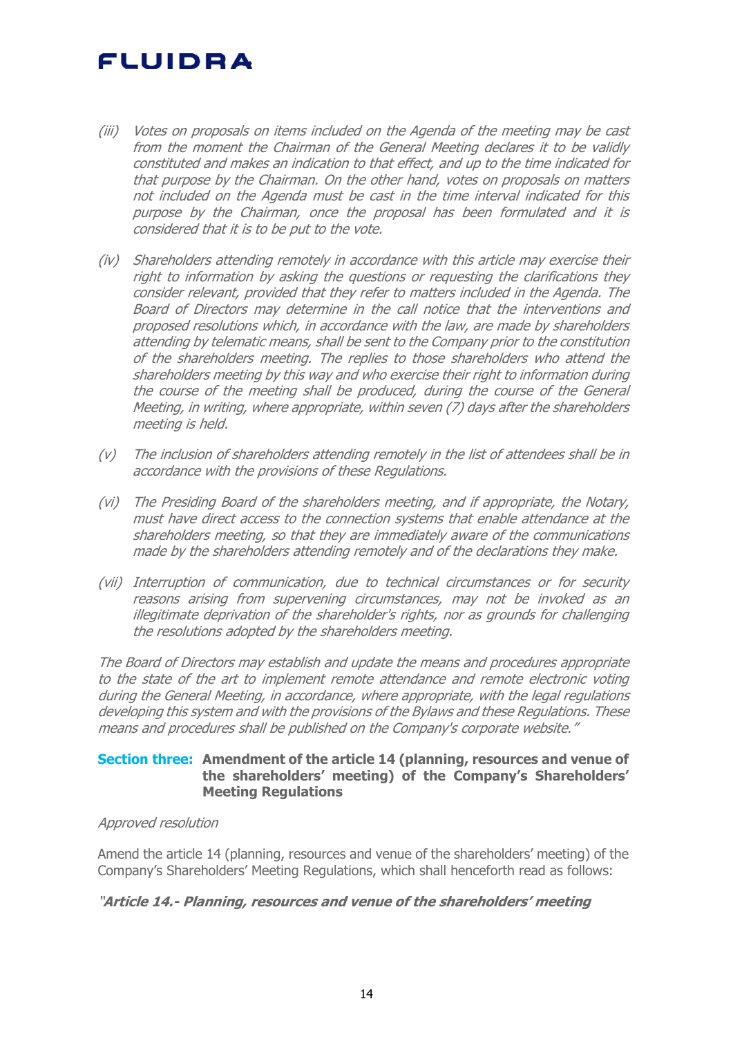*(iii) Votes on proposals on items included on the Agenda of the meeting may be cast from the moment the Chairman of the General Meeting declares it to be validly constituted and makes an indication to that effect, and up to the time indicated for that purpose by the Chairman. On the other hand, votes on proposals on matters not included on the Agenda must be cast in the time interval indicated for this purpose by the Chairman, once the proposal has been formulated and it is considered that it is to be put to the vote.*

*(iv) Shareholders attending remotely in accordance with this article may exercise their right to information by asking the questions or requesting the clarifications they consider relevant, provided that they refer to matters included in the Agenda. The Board of Directors may determine in the call notice that the interventions and proposed resolutions which, in accordance with the law, are made by shareholders attending by telematic means, shall be sent to the Company prior to the constitution of the shareholders meeting. The replies to those shareholders who attend the shareholders meeting by this way and who exercise their right to information during the course of the meeting shall be produced, during the course of the General Meeting, in writing, where appropriate, within seven (7) days after the shareholders meeting is held.*

*(v) The inclusion of shareholders attending remotely in the list of attendees shall be in accordance with the provisions of these Regulations.*

*(vi) The Presiding Board of the shareholders meeting, and if appropriate, the Notary, must have direct access to the connection systems that enable attendance at the shareholders meeting, so that they are immediately aware of the communications made by the shareholders attending remotely and of the declarations they make.*

*(vii) Interruption of communication, due to technical circumstances or for security reasons arising from supervening circumstances, may not be invoked as an illegitimate deprivation of the shareholder's rights, nor as grounds for challenging the resolutions adopted by the shareholders meeting.*

*The Board of Directors may establish and update the means and procedures appropriate to the state of the art to implement remote attendance and remote electronic voting during the General Meeting, in accordance, where appropriate, with the legal regulations developing this system and with the provisions of the Bylaws and these Regulations. These means and procedures shall be published on the Company's corporate website."*

**Section three: Amendment of the article 14 (planning, resources and venue of the shareholders' meeting) of the Company's Shareholders' Meeting Regulations**

*Approved resolution*

Amend the article 14 (planning, resources and venue of the shareholders' meeting) of the Company's Shareholders' Meeting Regulations, which shall henceforth read as follows:

***"Article 14.- Planning, resources and venue of the shareholders' meeting***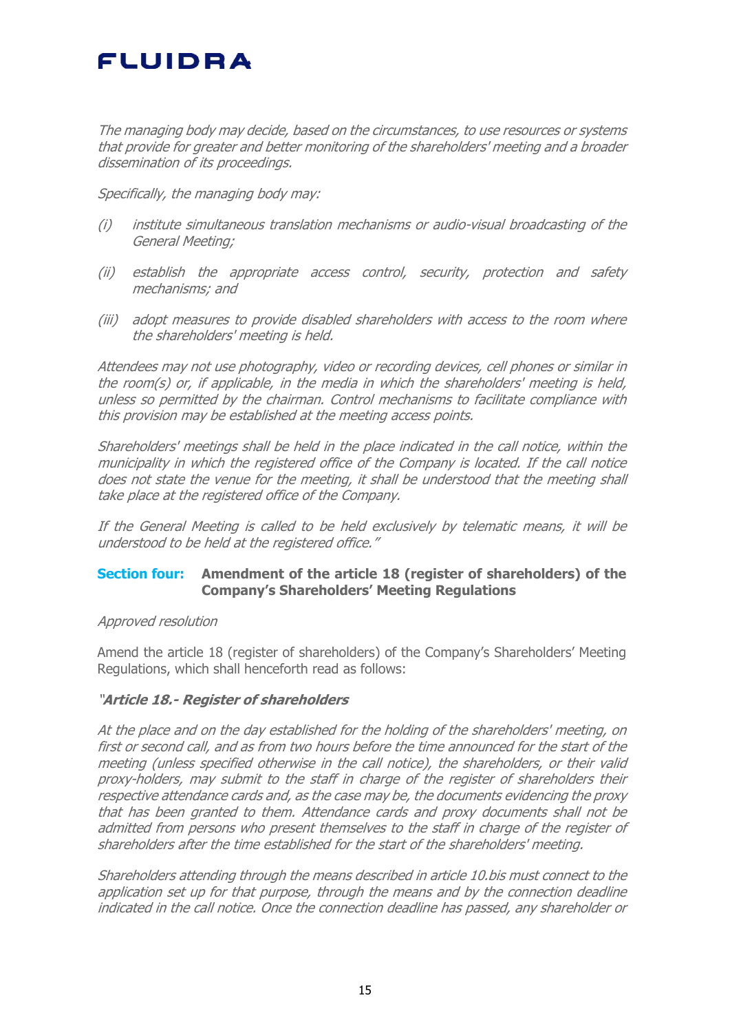*The managing body may decide, based on the circumstances, to use resources or systems that provide for greater and better monitoring of the shareholders' meeting and a broader dissemination of its proceedings.*

*Specifically, the managing body may:*

*(i) institute simultaneous translation mechanisms or audio-visual broadcasting of the General Meeting;*

*(ii) establish the appropriate access control, security, protection and safety mechanisms; and*

*(iii) adopt measures to provide disabled shareholders with access to the room where the shareholders' meeting is held.*

*Attendees may not use photography, video or recording devices, cell phones or similar in the room(s) or, if applicable, in the media in which the shareholders' meeting is held, unless so permitted by the chairman. Control mechanisms to facilitate compliance with this provision may be established at the meeting access points.*

*Shareholders' meetings shall be held in the place indicated in the call notice, within the municipality in which the registered office of the Company is located. If the call notice does not state the venue for the meeting, it shall be understood that the meeting shall take place at the registered office of the Company.*

*If the General Meeting is called to be held exclusively by telematic means, it will be understood to be held at the registered office."*

### Section four: Amendment of the article 18 (register of shareholders) of the Company's Shareholders' Meeting Regulations

*Approved resolution*

Amend the article 18 (register of shareholders) of the Company's Shareholders' Meeting Regulations, which shall henceforth read as follows:

***"Article 18.- Register of shareholders***

*At the place and on the day established for the holding of the shareholders' meeting, on first or second call, and as from two hours before the time announced for the start of the meeting (unless specified otherwise in the call notice), the shareholders, or their valid proxy-holders, may submit to the staff in charge of the register of shareholders their respective attendance cards and, as the case may be, the documents evidencing the proxy that has been granted to them. Attendance cards and proxy documents shall not be admitted from persons who present themselves to the staff in charge of the register of shareholders after the time established for the start of the shareholders' meeting.*

*Shareholders attending through the means described in article 10.bis must connect to the application set up for that purpose, through the means and by the connection deadline indicated in the call notice. Once the connection deadline has passed, any shareholder or*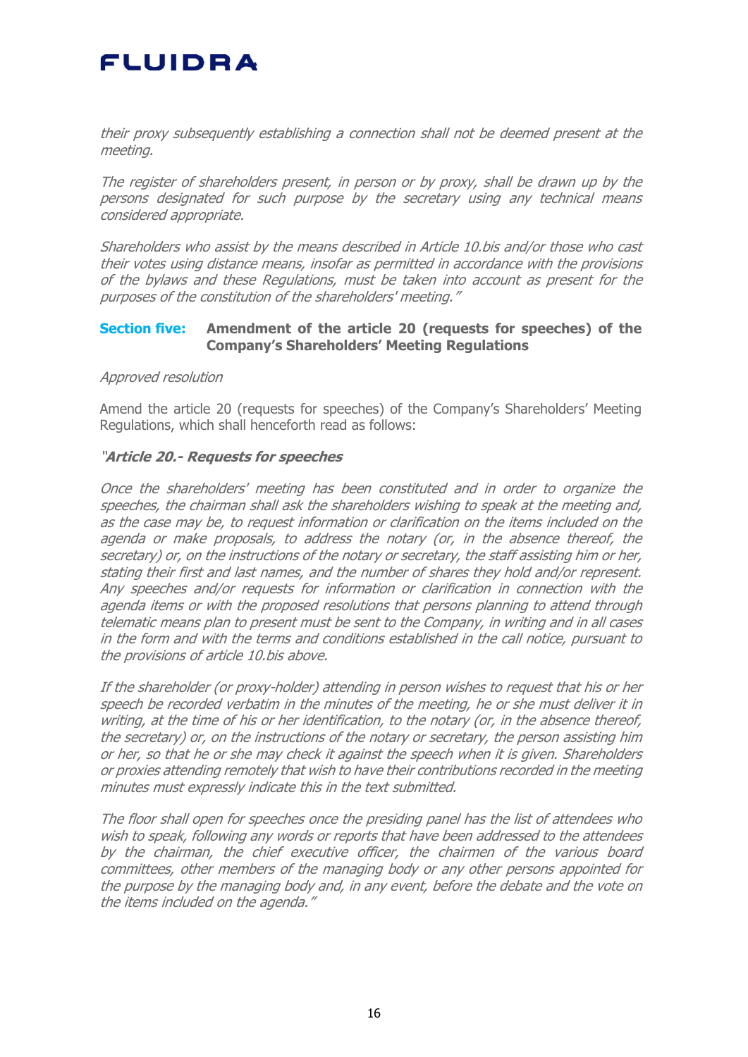*their proxy subsequently establishing a connection shall not be deemed present at the meeting.*

*The register of shareholders present, in person or by proxy, shall be drawn up by the persons designated for such purpose by the secretary using any technical means considered appropriate.*

*Shareholders who assist by the means described in Article 10.bis and/or those who cast their votes using distance means, insofar as permitted in accordance with the provisions of the bylaws and these Regulations, must be taken into account as present for the purposes of the constitution of the shareholders' meeting."*

### Section five: Amendment of the article 20 (requests for speeches) of the Company's Shareholders' Meeting Regulations

*Approved resolution*

Amend the article 20 (requests for speeches) of the Company's Shareholders' Meeting Regulations, which shall henceforth read as follows:

***"Article 20.- Requests for speeches***

*Once the shareholders' meeting has been constituted and in order to organize the speeches, the chairman shall ask the shareholders wishing to speak at the meeting and, as the case may be, to request information or clarification on the items included on the agenda or make proposals, to address the notary (or, in the absence thereof, the secretary) or, on the instructions of the notary or secretary, the staff assisting him or her, stating their first and last names, and the number of shares they hold and/or represent. Any speeches and/or requests for information or clarification in connection with the agenda items or with the proposed resolutions that persons planning to attend through telematic means plan to present must be sent to the Company, in writing and in all cases in the form and with the terms and conditions established in the call notice, pursuant to the provisions of article 10.bis above.*

*If the shareholder (or proxy-holder) attending in person wishes to request that his or her speech be recorded verbatim in the minutes of the meeting, he or she must deliver it in writing, at the time of his or her identification, to the notary (or, in the absence thereof, the secretary) or, on the instructions of the notary or secretary, the person assisting him or her, so that he or she may check it against the speech when it is given. Shareholders or proxies attending remotely that wish to have their contributions recorded in the meeting minutes must expressly indicate this in the text submitted.*

*The floor shall open for speeches once the presiding panel has the list of attendees who wish to speak, following any words or reports that have been addressed to the attendees by the chairman, the chief executive officer, the chairmen of the various board committees, other members of the managing body or any other persons appointed for the purpose by the managing body and, in any event, before the debate and the vote on the items included on the agenda."*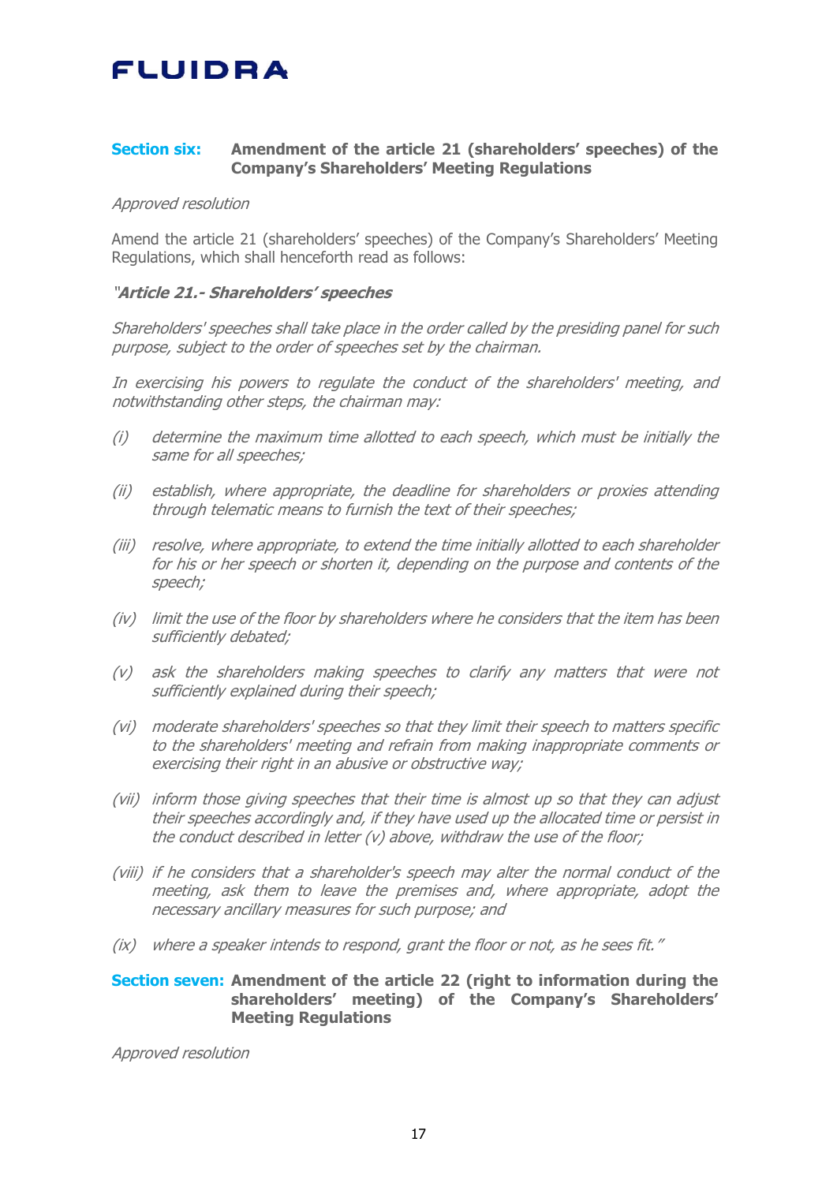**Section six: Amendment of the article 21 (shareholders' speeches) of the Company's Shareholders' Meeting Regulations**

*Approved resolution*

Amend the article 21 (shareholders' speeches) of the Company's Shareholders' Meeting Regulations, which shall henceforth read as follows:

***"Article 21.- Shareholders' speeches***

*Shareholders' speeches shall take place in the order called by the presiding panel for such purpose, subject to the order of speeches set by the chairman.*

*In exercising his powers to regulate the conduct of the shareholders' meeting, and notwithstanding other steps, the chairman may:*

*(i) determine the maximum time allotted to each speech, which must be initially the same for all speeches;*

*(ii) establish, where appropriate, the deadline for shareholders or proxies attending through telematic means to furnish the text of their speeches;*

*(iii) resolve, where appropriate, to extend the time initially allotted to each shareholder for his or her speech or shorten it, depending on the purpose and contents of the speech;*

*(iv) limit the use of the floor by shareholders where he considers that the item has been sufficiently debated;*

*(v) ask the shareholders making speeches to clarify any matters that were not sufficiently explained during their speech;*

*(vi) moderate shareholders' speeches so that they limit their speech to matters specific to the shareholders' meeting and refrain from making inappropriate comments or exercising their right in an abusive or obstructive way;*

*(vii) inform those giving speeches that their time is almost up so that they can adjust their speeches accordingly and, if they have used up the allocated time or persist in the conduct described in letter (v) above, withdraw the use of the floor;*

*(viii) if he considers that a shareholder's speech may alter the normal conduct of the meeting, ask them to leave the premises and, where appropriate, adopt the necessary ancillary measures for such purpose; and*

*(ix) where a speaker intends to respond, grant the floor or not, as he sees fit."*

**Section seven: Amendment of the article 22 (right to information during the shareholders' meeting) of the Company's Shareholders' Meeting Regulations**

*Approved resolution*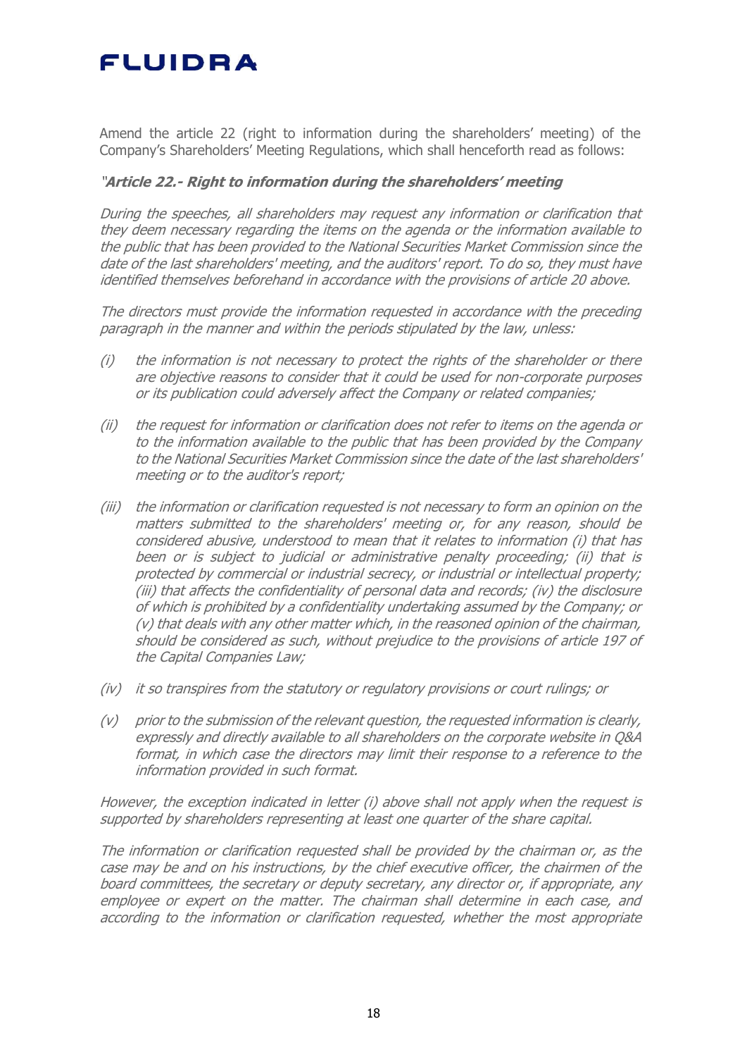Amend the article 22 (right to information during the shareholders' meeting) of the Company's Shareholders' Meeting Regulations, which shall henceforth read as follows:

*"**Article 22.- Right to information during the shareholders' meeting***

*During the speeches, all shareholders may request any information or clarification that they deem necessary regarding the items on the agenda or the information available to the public that has been provided to the National Securities Market Commission since the date of the last shareholders' meeting, and the auditors' report. To do so, they must have identified themselves beforehand in accordance with the provisions of article 20 above.*

*The directors must provide the information requested in accordance with the preceding paragraph in the manner and within the periods stipulated by the law, unless:*

- *(i) the information is not necessary to protect the rights of the shareholder or there are objective reasons to consider that it could be used for non-corporate purposes or its publication could adversely affect the Company or related companies;*
- *(ii) the request for information or clarification does not refer to items on the agenda or to the information available to the public that has been provided by the Company to the National Securities Market Commission since the date of the last shareholders' meeting or to the auditor's report;*
- *(iii) the information or clarification requested is not necessary to form an opinion on the matters submitted to the shareholders' meeting or, for any reason, should be considered abusive, understood to mean that it relates to information (i) that has been or is subject to judicial or administrative penalty proceeding; (ii) that is protected by commercial or industrial secrecy, or industrial or intellectual property; (iii) that affects the confidentiality of personal data and records; (iv) the disclosure of which is prohibited by a confidentiality undertaking assumed by the Company; or (v) that deals with any other matter which, in the reasoned opinion of the chairman, should be considered as such, without prejudice to the provisions of article 197 of the Capital Companies Law;*
- *(iv) it so transpires from the statutory or regulatory provisions or court rulings; or*
- *(v) prior to the submission of the relevant question, the requested information is clearly, expressly and directly available to all shareholders on the corporate website in Q&A format, in which case the directors may limit their response to a reference to the information provided in such format.*

*However, the exception indicated in letter (i) above shall not apply when the request is supported by shareholders representing at least one quarter of the share capital.*

*The information or clarification requested shall be provided by the chairman or, as the case may be and on his instructions, by the chief executive officer, the chairmen of the board committees, the secretary or deputy secretary, any director or, if appropriate, any employee or expert on the matter. The chairman shall determine in each case, and according to the information or clarification requested, whether the most appropriate*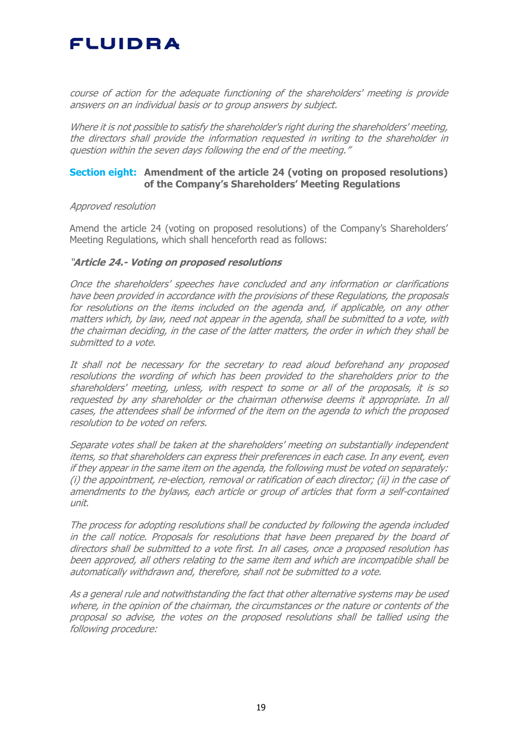*course of action for the adequate functioning of the shareholders' meeting is provide answers on an individual basis or to group answers by subject.*

*Where it is not possible to satisfy the shareholder's right during the shareholders' meeting, the directors shall provide the information requested in writing to the shareholder in question within the seven days following the end of the meeting."*

### **Section eight: Amendment of the article 24 (voting on proposed resolutions) of the Company's Shareholders' Meeting Regulations**

*Approved resolution*

Amend the article 24 (voting on proposed resolutions) of the Company's Shareholders' Meeting Regulations, which shall henceforth read as follows:

***"Article 24.- Voting on proposed resolutions***

*Once the shareholders' speeches have concluded and any information or clarifications have been provided in accordance with the provisions of these Regulations, the proposals for resolutions on the items included on the agenda and, if applicable, on any other matters which, by law, need not appear in the agenda, shall be submitted to a vote, with the chairman deciding, in the case of the latter matters, the order in which they shall be submitted to a vote.*

*It shall not be necessary for the secretary to read aloud beforehand any proposed resolutions the wording of which has been provided to the shareholders prior to the shareholders' meeting, unless, with respect to some or all of the proposals, it is so requested by any shareholder or the chairman otherwise deems it appropriate. In all cases, the attendees shall be informed of the item on the agenda to which the proposed resolution to be voted on refers.*

*Separate votes shall be taken at the shareholders' meeting on substantially independent items, so that shareholders can express their preferences in each case. In any event, even if they appear in the same item on the agenda, the following must be voted on separately: (i) the appointment, re-election, removal or ratification of each director; (ii) in the case of amendments to the bylaws, each article or group of articles that form a self-contained unit.*

*The process for adopting resolutions shall be conducted by following the agenda included in the call notice. Proposals for resolutions that have been prepared by the board of directors shall be submitted to a vote first. In all cases, once a proposed resolution has been approved, all others relating to the same item and which are incompatible shall be automatically withdrawn and, therefore, shall not be submitted to a vote.*

*As a general rule and notwithstanding the fact that other alternative systems may be used where, in the opinion of the chairman, the circumstances or the nature or contents of the proposal so advise, the votes on the proposed resolutions shall be tallied using the following procedure:*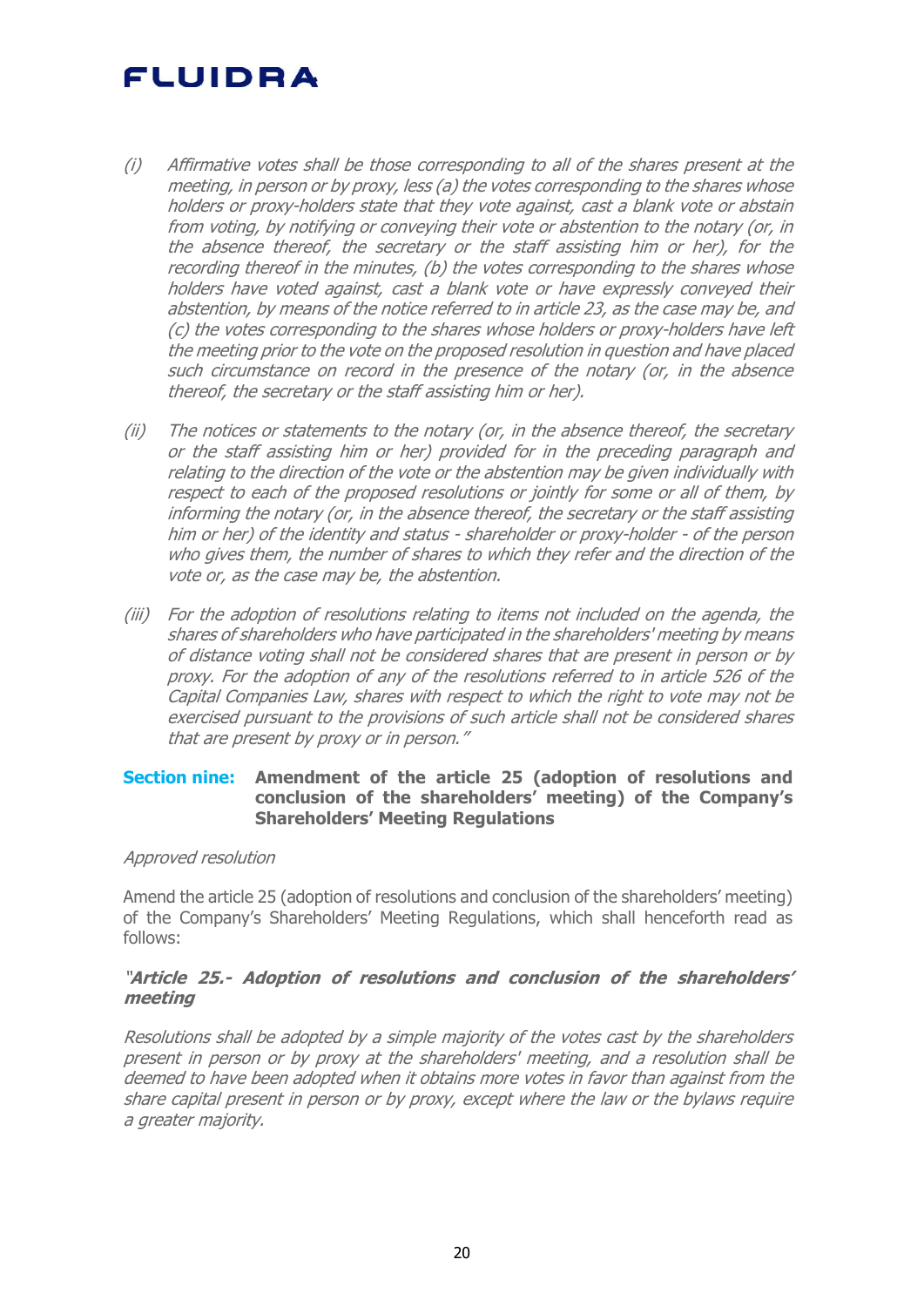*(i) Affirmative votes shall be those corresponding to all of the shares present at the meeting, in person or by proxy, less (a) the votes corresponding to the shares whose holders or proxy-holders state that they vote against, cast a blank vote or abstain from voting, by notifying or conveying their vote or abstention to the notary (or, in the absence thereof, the secretary or the staff assisting him or her), for the recording thereof in the minutes, (b) the votes corresponding to the shares whose holders have voted against, cast a blank vote or have expressly conveyed their abstention, by means of the notice referred to in article 23, as the case may be, and (c) the votes corresponding to the shares whose holders or proxy-holders have left the meeting prior to the vote on the proposed resolution in question and have placed such circumstance on record in the presence of the notary (or, in the absence thereof, the secretary or the staff assisting him or her).*

*(ii) The notices or statements to the notary (or, in the absence thereof, the secretary or the staff assisting him or her) provided for in the preceding paragraph and relating to the direction of the vote or the abstention may be given individually with respect to each of the proposed resolutions or jointly for some or all of them, by informing the notary (or, in the absence thereof, the secretary or the staff assisting him or her) of the identity and status - shareholder or proxy-holder - of the person who gives them, the number of shares to which they refer and the direction of the vote or, as the case may be, the abstention.*

*(iii) For the adoption of resolutions relating to items not included on the agenda, the shares of shareholders who have participated in the shareholders' meeting by means of distance voting shall not be considered shares that are present in person or by proxy. For the adoption of any of the resolutions referred to in article 526 of the Capital Companies Law, shares with respect to which the right to vote may not be exercised pursuant to the provisions of such article shall not be considered shares that are present by proxy or in person."*

## Section nine: Amendment of the article 25 (adoption of resolutions and conclusion of the shareholders' meeting) of the Company's Shareholders' Meeting Regulations

*Approved resolution*

Amend the article 25 (adoption of resolutions and conclusion of the shareholders' meeting) of the Company's Shareholders' Meeting Regulations, which shall henceforth read as follows:

***"Article 25.- Adoption of resolutions and conclusion of the shareholders' meeting***

*Resolutions shall be adopted by a simple majority of the votes cast by the shareholders present in person or by proxy at the shareholders' meeting, and a resolution shall be deemed to have been adopted when it obtains more votes in favor than against from the share capital present in person or by proxy, except where the law or the bylaws require a greater majority.*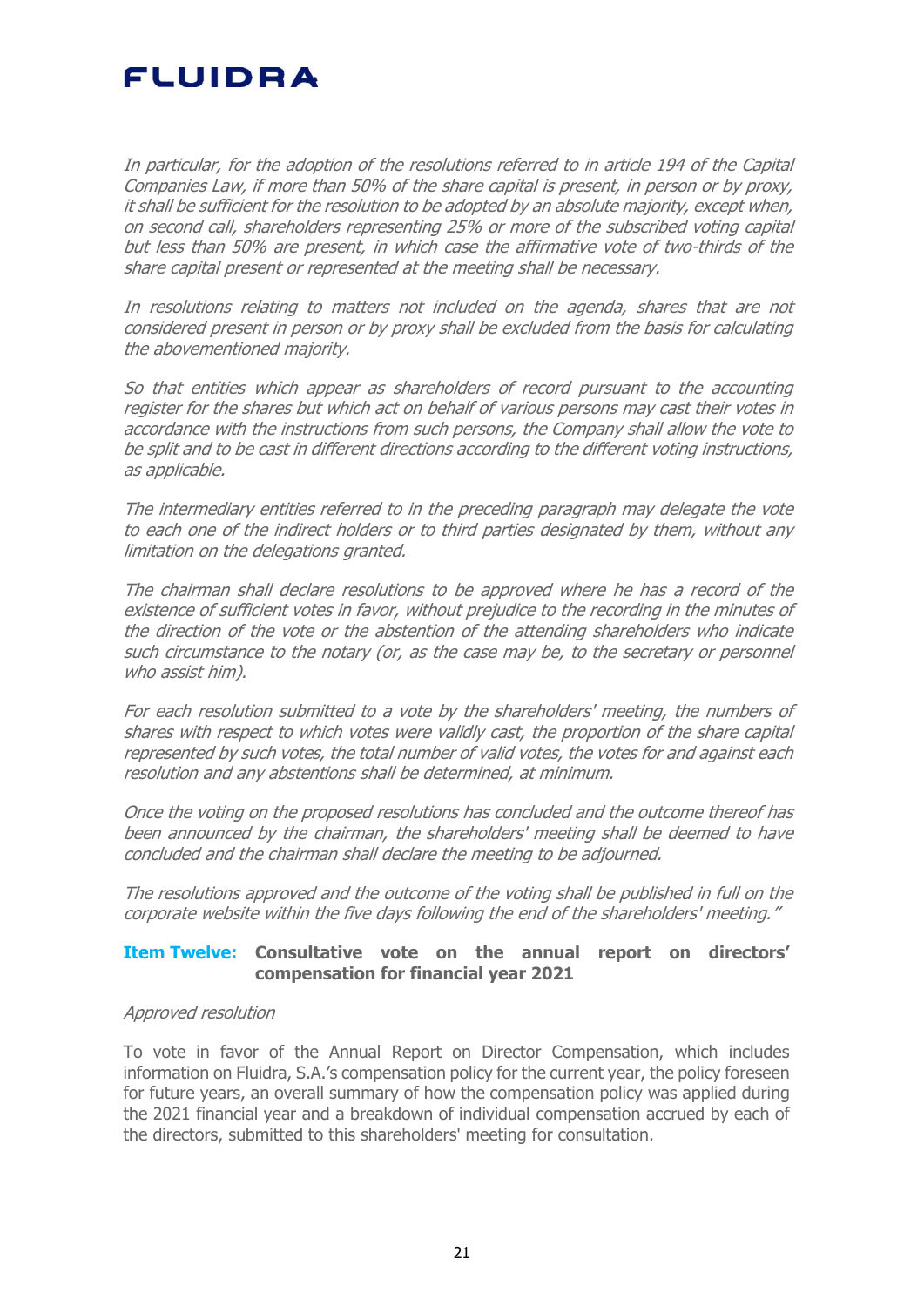*In particular, for the adoption of the resolutions referred to in article 194 of the Capital Companies Law, if more than 50% of the share capital is present, in person or by proxy, it shall be sufficient for the resolution to be adopted by an absolute majority, except when, on second call, shareholders representing 25% or more of the subscribed voting capital but less than 50% are present, in which case the affirmative vote of two-thirds of the share capital present or represented at the meeting shall be necessary.*

*In resolutions relating to matters not included on the agenda, shares that are not considered present in person or by proxy shall be excluded from the basis for calculating the abovementioned majority.*

*So that entities which appear as shareholders of record pursuant to the accounting register for the shares but which act on behalf of various persons may cast their votes in accordance with the instructions from such persons, the Company shall allow the vote to be split and to be cast in different directions according to the different voting instructions, as applicable.*

*The intermediary entities referred to in the preceding paragraph may delegate the vote to each one of the indirect holders or to third parties designated by them, without any limitation on the delegations granted.*

*The chairman shall declare resolutions to be approved where he has a record of the existence of sufficient votes in favor, without prejudice to the recording in the minutes of the direction of the vote or the abstention of the attending shareholders who indicate such circumstance to the notary (or, as the case may be, to the secretary or personnel who assist him).*

*For each resolution submitted to a vote by the shareholders' meeting, the numbers of shares with respect to which votes were validly cast, the proportion of the share capital represented by such votes, the total number of valid votes, the votes for and against each resolution and any abstentions shall be determined, at minimum.*

*Once the voting on the proposed resolutions has concluded and the outcome thereof has been announced by the chairman, the shareholders' meeting shall be deemed to have concluded and the chairman shall declare the meeting to be adjourned.*

*The resolutions approved and the outcome of the voting shall be published in full on the corporate website within the five days following the end of the shareholders' meeting."*

## Item Twelve: Consultative vote on the annual report on directors' compensation for financial year 2021

*Approved resolution*

To vote in favor of the Annual Report on Director Compensation, which includes information on Fluidra, S.A.'s compensation policy for the current year, the policy foreseen for future years, an overall summary of how the compensation policy was applied during the 2021 financial year and a breakdown of individual compensation accrued by each of the directors, submitted to this shareholders' meeting for consultation.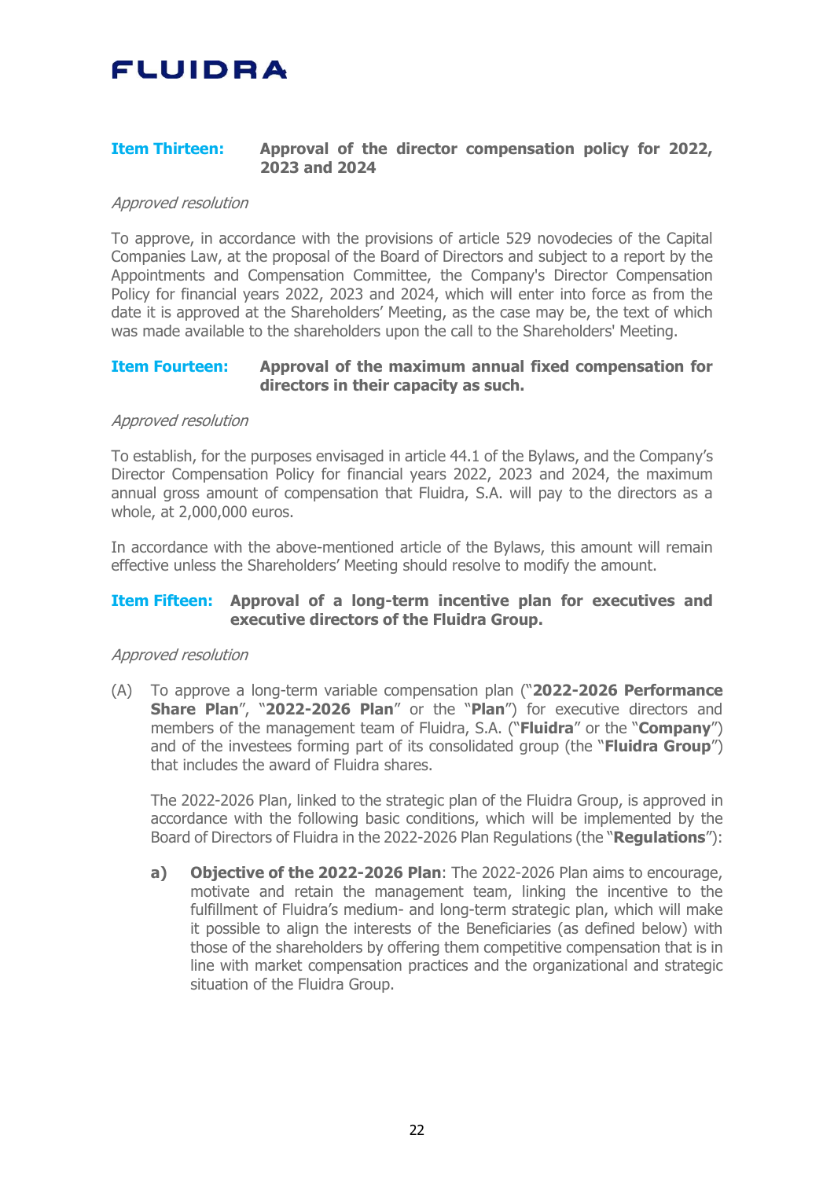**Item Thirteen: Approval of the director compensation policy for 2022, 2023 and 2024**

*Approved resolution*

To approve, in accordance with the provisions of article 529 novodecies of the Capital Companies Law, at the proposal of the Board of Directors and subject to a report by the Appointments and Compensation Committee, the Company's Director Compensation Policy for financial years 2022, 2023 and 2024, which will enter into force as from the date it is approved at the Shareholders' Meeting, as the case may be, the text of which was made available to the shareholders upon the call to the Shareholders' Meeting.

**Item Fourteen: Approval of the maximum annual fixed compensation for directors in their capacity as such.**

*Approved resolution*

To establish, for the purposes envisaged in article 44.1 of the Bylaws, and the Company's Director Compensation Policy for financial years 2022, 2023 and 2024, the maximum annual gross amount of compensation that Fluidra, S.A. will pay to the directors as a whole, at 2,000,000 euros.

In accordance with the above-mentioned article of the Bylaws, this amount will remain effective unless the Shareholders' Meeting should resolve to modify the amount.

**Item Fifteen: Approval of a long-term incentive plan for executives and executive directors of the Fluidra Group.**

*Approved resolution*

(A) To approve a long-term variable compensation plan ("**2022-2026 Performance Share Plan**", "**2022-2026 Plan**" or the "**Plan**") for executive directors and members of the management team of Fluidra, S.A. ("**Fluidra**" or the "**Company**") and of the investees forming part of its consolidated group (the "**Fluidra Group**") that includes the award of Fluidra shares.

The 2022-2026 Plan, linked to the strategic plan of the Fluidra Group, is approved in accordance with the following basic conditions, which will be implemented by the Board of Directors of Fluidra in the 2022-2026 Plan Regulations (the "**Regulations**"):

**a) Objective of the 2022-2026 Plan**: The 2022-2026 Plan aims to encourage, motivate and retain the management team, linking the incentive to the fulfillment of Fluidra's medium- and long-term strategic plan, which will make it possible to align the interests of the Beneficiaries (as defined below) with those of the shareholders by offering them competitive compensation that is in line with market compensation practices and the organizational and strategic situation of the Fluidra Group.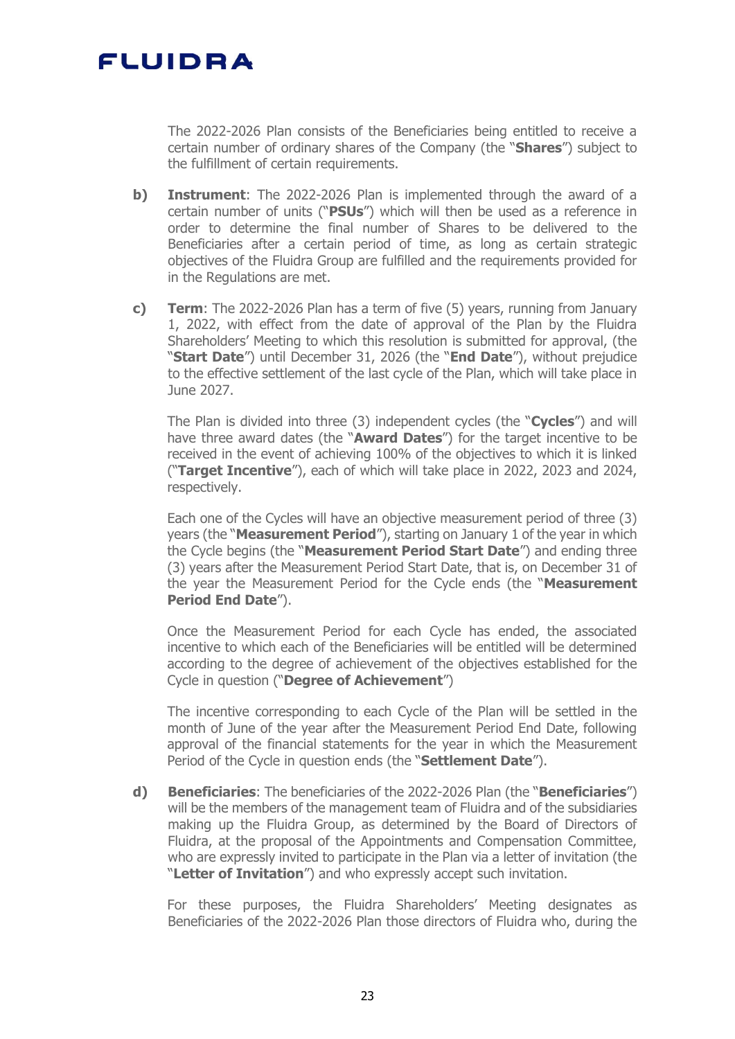The 2022-2026 Plan consists of the Beneficiaries being entitled to receive a certain number of ordinary shares of the Company (the "**Shares**") subject to the fulfillment of certain requirements.

**b)** **Instrument**: The 2022-2026 Plan is implemented through the award of a certain number of units ("**PSUs**") which will then be used as a reference in order to determine the final number of Shares to be delivered to the Beneficiaries after a certain period of time, as long as certain strategic objectives of the Fluidra Group are fulfilled and the requirements provided for in the Regulations are met.

**c)** **Term**: The 2022-2026 Plan has a term of five (5) years, running from January 1, 2022, with effect from the date of approval of the Plan by the Fluidra Shareholders' Meeting to which this resolution is submitted for approval, (the "**Start Date**") until December 31, 2026 (the "**End Date**"), without prejudice to the effective settlement of the last cycle of the Plan, which will take place in June 2027.

The Plan is divided into three (3) independent cycles (the "**Cycles**") and will have three award dates (the "**Award Dates**") for the target incentive to be received in the event of achieving 100% of the objectives to which it is linked ("**Target Incentive**"), each of which will take place in 2022, 2023 and 2024, respectively.

Each one of the Cycles will have an objective measurement period of three (3) years (the "**Measurement Period**"), starting on January 1 of the year in which the Cycle begins (the "**Measurement Period Start Date**") and ending three (3) years after the Measurement Period Start Date, that is, on December 31 of the year the Measurement Period for the Cycle ends (the "**Measurement Period End Date**").

Once the Measurement Period for each Cycle has ended, the associated incentive to which each of the Beneficiaries will be entitled will be determined according to the degree of achievement of the objectives established for the Cycle in question ("**Degree of Achievement**")

The incentive corresponding to each Cycle of the Plan will be settled in the month of June of the year after the Measurement Period End Date, following approval of the financial statements for the year in which the Measurement Period of the Cycle in question ends (the "**Settlement Date**").

**d)** **Beneficiaries**: The beneficiaries of the 2022-2026 Plan (the "**Beneficiaries**") will be the members of the management team of Fluidra and of the subsidiaries making up the Fluidra Group, as determined by the Board of Directors of Fluidra, at the proposal of the Appointments and Compensation Committee, who are expressly invited to participate in the Plan via a letter of invitation (the "**Letter of Invitation**") and who expressly accept such invitation.

For these purposes, the Fluidra Shareholders' Meeting designates as Beneficiaries of the 2022-2026 Plan those directors of Fluidra who, during the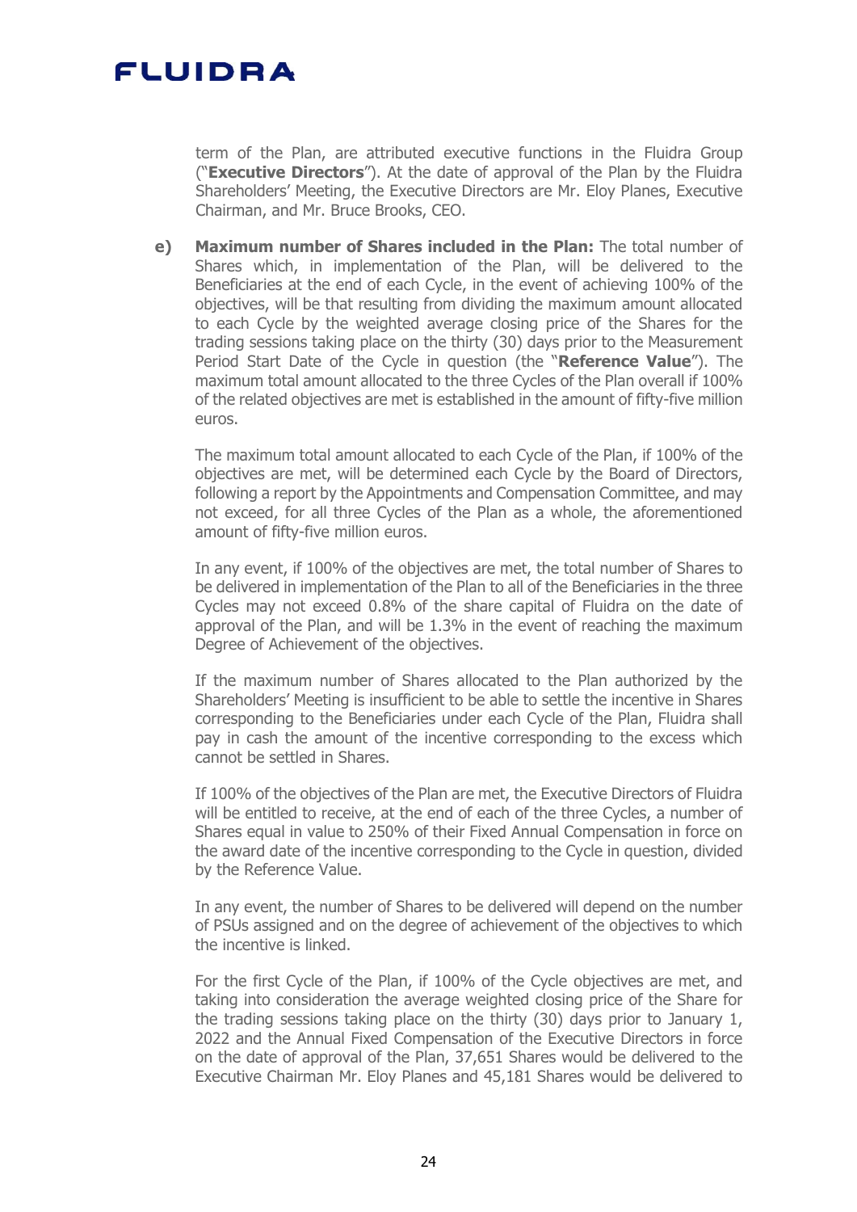term of the Plan, are attributed executive functions in the Fluidra Group ("**Executive Directors**"). At the date of approval of the Plan by the Fluidra Shareholders' Meeting, the Executive Directors are Mr. Eloy Planes, Executive Chairman, and Mr. Bruce Brooks, CEO.

**e) Maximum number of Shares included in the Plan:** The total number of Shares which, in implementation of the Plan, will be delivered to the Beneficiaries at the end of each Cycle, in the event of achieving 100% of the objectives, will be that resulting from dividing the maximum amount allocated to each Cycle by the weighted average closing price of the Shares for the trading sessions taking place on the thirty (30) days prior to the Measurement Period Start Date of the Cycle in question (the "**Reference Value**"). The maximum total amount allocated to the three Cycles of the Plan overall if 100% of the related objectives are met is established in the amount of fifty-five million euros.

The maximum total amount allocated to each Cycle of the Plan, if 100% of the objectives are met, will be determined each Cycle by the Board of Directors, following a report by the Appointments and Compensation Committee, and may not exceed, for all three Cycles of the Plan as a whole, the aforementioned amount of fifty-five million euros.

In any event, if 100% of the objectives are met, the total number of Shares to be delivered in implementation of the Plan to all of the Beneficiaries in the three Cycles may not exceed 0.8% of the share capital of Fluidra on the date of approval of the Plan, and will be 1.3% in the event of reaching the maximum Degree of Achievement of the objectives.

If the maximum number of Shares allocated to the Plan authorized by the Shareholders' Meeting is insufficient to be able to settle the incentive in Shares corresponding to the Beneficiaries under each Cycle of the Plan, Fluidra shall pay in cash the amount of the incentive corresponding to the excess which cannot be settled in Shares.

If 100% of the objectives of the Plan are met, the Executive Directors of Fluidra will be entitled to receive, at the end of each of the three Cycles, a number of Shares equal in value to 250% of their Fixed Annual Compensation in force on the award date of the incentive corresponding to the Cycle in question, divided by the Reference Value.

In any event, the number of Shares to be delivered will depend on the number of PSUs assigned and on the degree of achievement of the objectives to which the incentive is linked.

For the first Cycle of the Plan, if 100% of the Cycle objectives are met, and taking into consideration the average weighted closing price of the Share for the trading sessions taking place on the thirty (30) days prior to January 1, 2022 and the Annual Fixed Compensation of the Executive Directors in force on the date of approval of the Plan, 37,651 Shares would be delivered to the Executive Chairman Mr. Eloy Planes and 45,181 Shares would be delivered to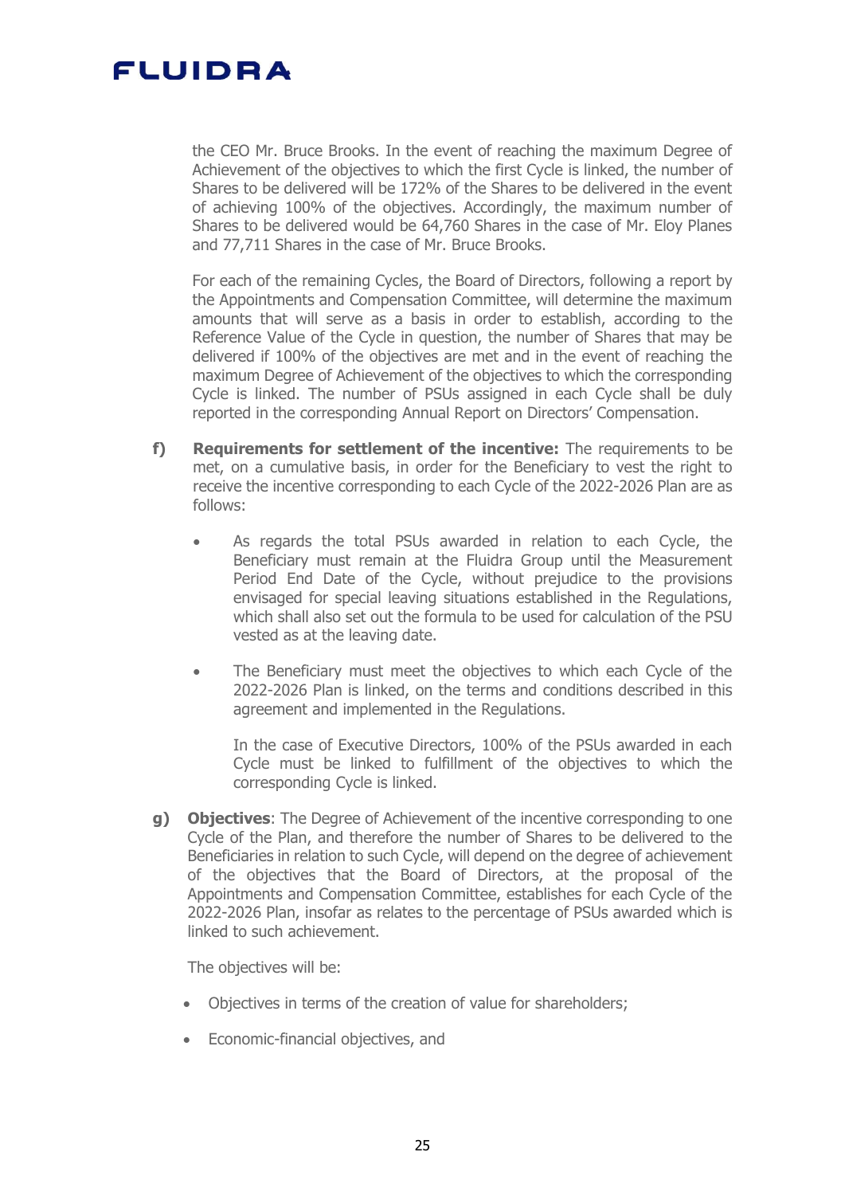the CEO Mr. Bruce Brooks. In the event of reaching the maximum Degree of Achievement of the objectives to which the first Cycle is linked, the number of Shares to be delivered will be 172% of the Shares to be delivered in the event of achieving 100% of the objectives. Accordingly, the maximum number of Shares to be delivered would be 64,760 Shares in the case of Mr. Eloy Planes and 77,711 Shares in the case of Mr. Bruce Brooks.

For each of the remaining Cycles, the Board of Directors, following a report by the Appointments and Compensation Committee, will determine the maximum amounts that will serve as a basis in order to establish, according to the Reference Value of the Cycle in question, the number of Shares that may be delivered if 100% of the objectives are met and in the event of reaching the maximum Degree of Achievement of the objectives to which the corresponding Cycle is linked. The number of PSUs assigned in each Cycle shall be duly reported in the corresponding Annual Report on Directors' Compensation.

**f) Requirements for settlement of the incentive:** The requirements to be met, on a cumulative basis, in order for the Beneficiary to vest the right to receive the incentive corresponding to each Cycle of the 2022-2026 Plan are as follows:

- As regards the total PSUs awarded in relation to each Cycle, the Beneficiary must remain at the Fluidra Group until the Measurement Period End Date of the Cycle, without prejudice to the provisions envisaged for special leaving situations established in the Regulations, which shall also set out the formula to be used for calculation of the PSU vested as at the leaving date.

- The Beneficiary must meet the objectives to which each Cycle of the 2022-2026 Plan is linked, on the terms and conditions described in this agreement and implemented in the Regulations.

  In the case of Executive Directors, 100% of the PSUs awarded in each Cycle must be linked to fulfillment of the objectives to which the corresponding Cycle is linked.

**g) Objectives**: The Degree of Achievement of the incentive corresponding to one Cycle of the Plan, and therefore the number of Shares to be delivered to the Beneficiaries in relation to such Cycle, will depend on the degree of achievement of the objectives that the Board of Directors, at the proposal of the Appointments and Compensation Committee, establishes for each Cycle of the 2022-2026 Plan, insofar as relates to the percentage of PSUs awarded which is linked to such achievement.

The objectives will be:

- Objectives in terms of the creation of value for shareholders;
- Economic-financial objectives, and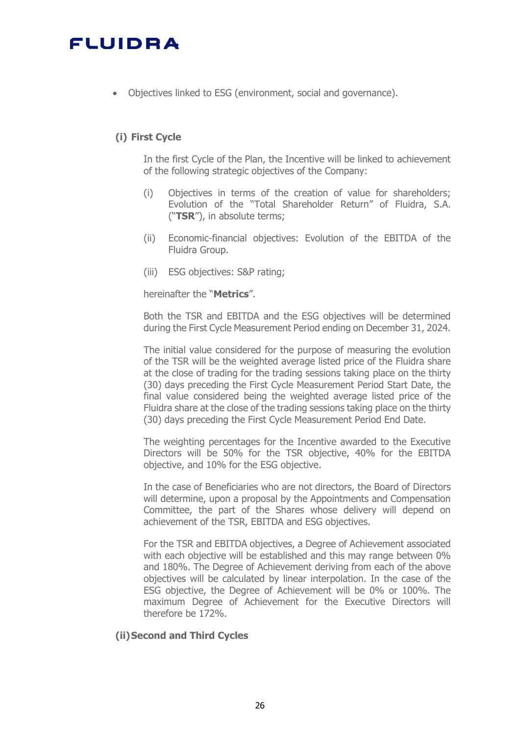- Objectives linked to ESG (environment, social and governance).

**(i) First Cycle**

In the first Cycle of the Plan, the Incentive will be linked to achievement of the following strategic objectives of the Company:

(i) Objectives in terms of the creation of value for shareholders; Evolution of the "Total Shareholder Return" of Fluidra, S.A. ("**TSR**"), in absolute terms;

(ii) Economic-financial objectives: Evolution of the EBITDA of the Fluidra Group.

(iii) ESG objectives: S&P rating;

hereinafter the "**Metrics**".

Both the TSR and EBITDA and the ESG objectives will be determined during the First Cycle Measurement Period ending on December 31, 2024.

The initial value considered for the purpose of measuring the evolution of the TSR will be the weighted average listed price of the Fluidra share at the close of trading for the trading sessions taking place on the thirty (30) days preceding the First Cycle Measurement Period Start Date, the final value considered being the weighted average listed price of the Fluidra share at the close of the trading sessions taking place on the thirty (30) days preceding the First Cycle Measurement Period End Date.

The weighting percentages for the Incentive awarded to the Executive Directors will be 50% for the TSR objective, 40% for the EBITDA objective, and 10% for the ESG objective.

In the case of Beneficiaries who are not directors, the Board of Directors will determine, upon a proposal by the Appointments and Compensation Committee, the part of the Shares whose delivery will depend on achievement of the TSR, EBITDA and ESG objectives.

For the TSR and EBITDA objectives, a Degree of Achievement associated with each objective will be established and this may range between 0% and 180%. The Degree of Achievement deriving from each of the above objectives will be calculated by linear interpolation. In the case of the ESG objective, the Degree of Achievement will be 0% or 100%. The maximum Degree of Achievement for the Executive Directors will therefore be 172%.

**(ii) Second and Third Cycles**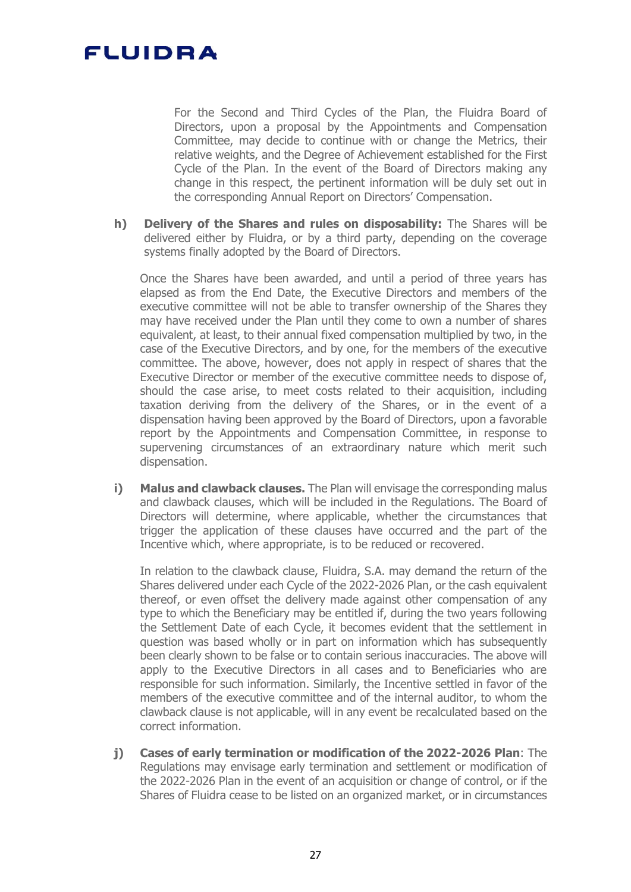For the Second and Third Cycles of the Plan, the Fluidra Board of Directors, upon a proposal by the Appointments and Compensation Committee, may decide to continue with or change the Metrics, their relative weights, and the Degree of Achievement established for the First Cycle of the Plan. In the event of the Board of Directors making any change in this respect, the pertinent information will be duly set out in the corresponding Annual Report on Directors' Compensation.

**h) Delivery of the Shares and rules on disposability:** The Shares will be delivered either by Fluidra, or by a third party, depending on the coverage systems finally adopted by the Board of Directors.

Once the Shares have been awarded, and until a period of three years has elapsed as from the End Date, the Executive Directors and members of the executive committee will not be able to transfer ownership of the Shares they may have received under the Plan until they come to own a number of shares equivalent, at least, to their annual fixed compensation multiplied by two, in the case of the Executive Directors, and by one, for the members of the executive committee. The above, however, does not apply in respect of shares that the Executive Director or member of the executive committee needs to dispose of, should the case arise, to meet costs related to their acquisition, including taxation deriving from the delivery of the Shares, or in the event of a dispensation having been approved by the Board of Directors, upon a favorable report by the Appointments and Compensation Committee, in response to supervening circumstances of an extraordinary nature which merit such dispensation.

**i) Malus and clawback clauses.** The Plan will envisage the corresponding malus and clawback clauses, which will be included in the Regulations. The Board of Directors will determine, where applicable, whether the circumstances that trigger the application of these clauses have occurred and the part of the Incentive which, where appropriate, is to be reduced or recovered.

In relation to the clawback clause, Fluidra, S.A. may demand the return of the Shares delivered under each Cycle of the 2022-2026 Plan, or the cash equivalent thereof, or even offset the delivery made against other compensation of any type to which the Beneficiary may be entitled if, during the two years following the Settlement Date of each Cycle, it becomes evident that the settlement in question was based wholly or in part on information which has subsequently been clearly shown to be false or to contain serious inaccuracies. The above will apply to the Executive Directors in all cases and to Beneficiaries who are responsible for such information. Similarly, the Incentive settled in favor of the members of the executive committee and of the internal auditor, to whom the clawback clause is not applicable, will in any event be recalculated based on the correct information.

**j) Cases of early termination or modification of the 2022-2026 Plan**: The Regulations may envisage early termination and settlement or modification of the 2022-2026 Plan in the event of an acquisition or change of control, or if the Shares of Fluidra cease to be listed on an organized market, or in circumstances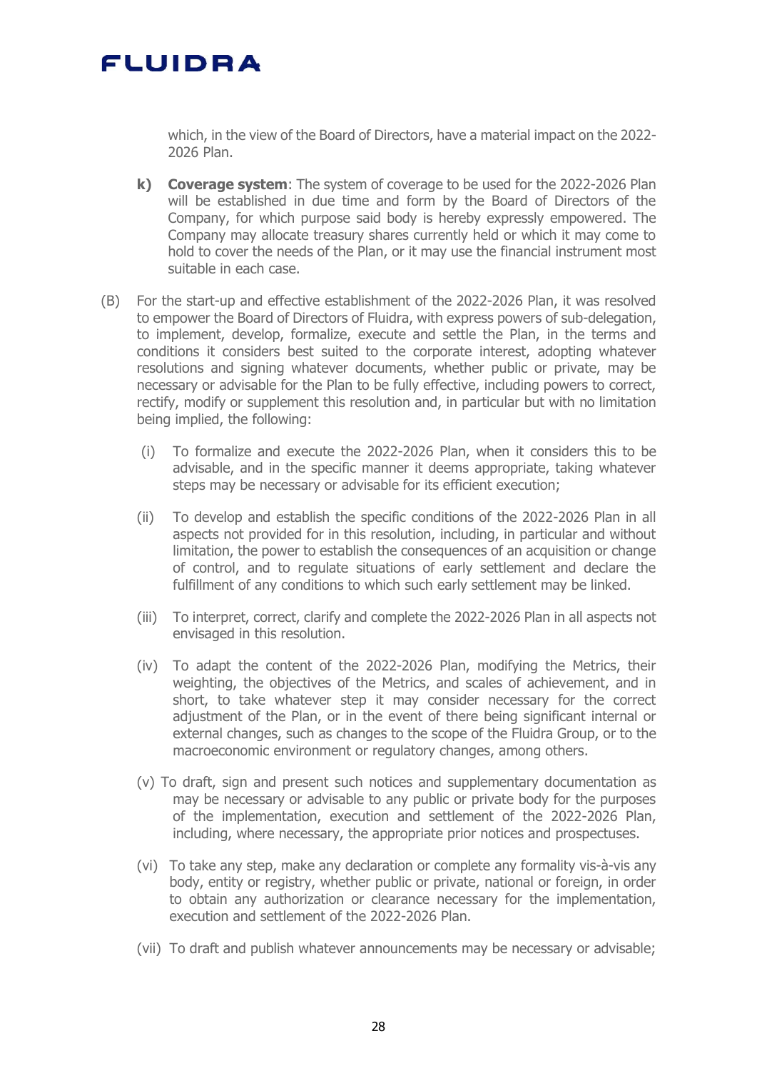which, in the view of the Board of Directors, have a material impact on the 2022-2026 Plan.

**k) Coverage system**: The system of coverage to be used for the 2022-2026 Plan will be established in due time and form by the Board of Directors of the Company, for which purpose said body is hereby expressly empowered. The Company may allocate treasury shares currently held or which it may come to hold to cover the needs of the Plan, or it may use the financial instrument most suitable in each case.

(B) For the start-up and effective establishment of the 2022-2026 Plan, it was resolved to empower the Board of Directors of Fluidra, with express powers of sub-delegation, to implement, develop, formalize, execute and settle the Plan, in the terms and conditions it considers best suited to the corporate interest, adopting whatever resolutions and signing whatever documents, whether public or private, may be necessary or advisable for the Plan to be fully effective, including powers to correct, rectify, modify or supplement this resolution and, in particular but with no limitation being implied, the following:

(i) To formalize and execute the 2022-2026 Plan, when it considers this to be advisable, and in the specific manner it deems appropriate, taking whatever steps may be necessary or advisable for its efficient execution;

(ii) To develop and establish the specific conditions of the 2022-2026 Plan in all aspects not provided for in this resolution, including, in particular and without limitation, the power to establish the consequences of an acquisition or change of control, and to regulate situations of early settlement and declare the fulfillment of any conditions to which such early settlement may be linked.

(iii) To interpret, correct, clarify and complete the 2022-2026 Plan in all aspects not envisaged in this resolution.

(iv) To adapt the content of the 2022-2026 Plan, modifying the Metrics, their weighting, the objectives of the Metrics, and scales of achievement, and in short, to take whatever step it may consider necessary for the correct adjustment of the Plan, or in the event of there being significant internal or external changes, such as changes to the scope of the Fluidra Group, or to the macroeconomic environment or regulatory changes, among others.

(v) To draft, sign and present such notices and supplementary documentation as may be necessary or advisable to any public or private body for the purposes of the implementation, execution and settlement of the 2022-2026 Plan, including, where necessary, the appropriate prior notices and prospectuses.

(vi) To take any step, make any declaration or complete any formality vis-à-vis any body, entity or registry, whether public or private, national or foreign, in order to obtain any authorization or clearance necessary for the implementation, execution and settlement of the 2022-2026 Plan.

(vii) To draft and publish whatever announcements may be necessary or advisable;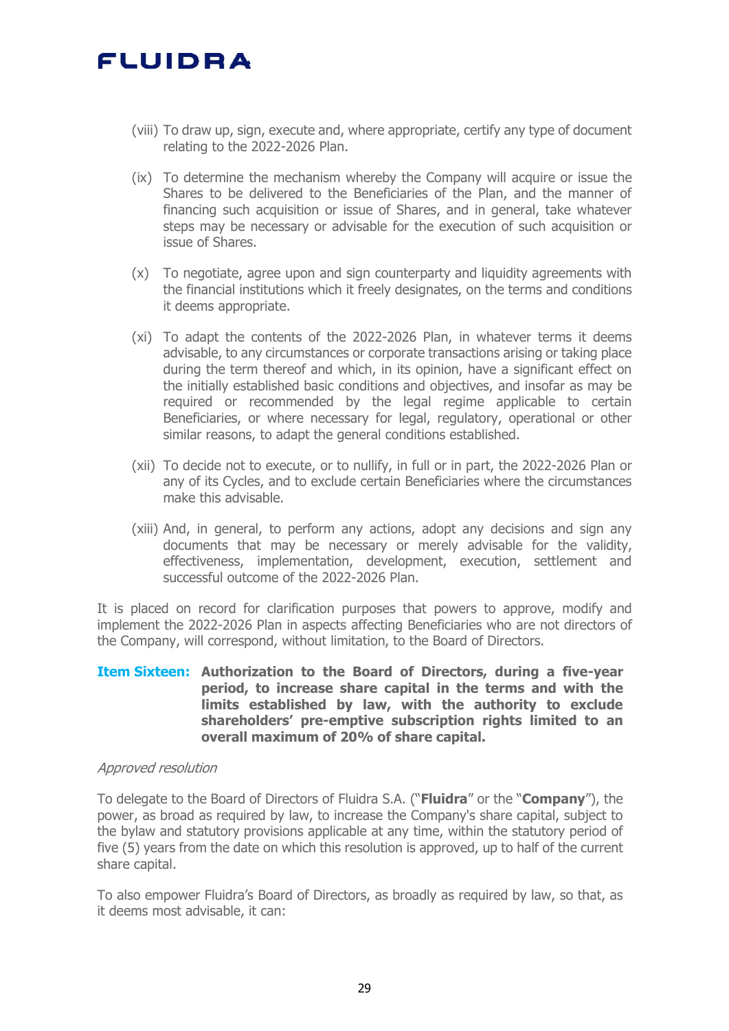(viii) To draw up, sign, execute and, where appropriate, certify any type of document relating to the 2022-2026 Plan.

(ix) To determine the mechanism whereby the Company will acquire or issue the Shares to be delivered to the Beneficiaries of the Plan, and the manner of financing such acquisition or issue of Shares, and in general, take whatever steps may be necessary or advisable for the execution of such acquisition or issue of Shares.

(x) To negotiate, agree upon and sign counterparty and liquidity agreements with the financial institutions which it freely designates, on the terms and conditions it deems appropriate.

(xi) To adapt the contents of the 2022-2026 Plan, in whatever terms it deems advisable, to any circumstances or corporate transactions arising or taking place during the term thereof and which, in its opinion, have a significant effect on the initially established basic conditions and objectives, and insofar as may be required or recommended by the legal regime applicable to certain Beneficiaries, or where necessary for legal, regulatory, operational or other similar reasons, to adapt the general conditions established.

(xii) To decide not to execute, or to nullify, in full or in part, the 2022-2026 Plan or any of its Cycles, and to exclude certain Beneficiaries where the circumstances make this advisable.

(xiii) And, in general, to perform any actions, adopt any decisions and sign any documents that may be necessary or merely advisable for the validity, effectiveness, implementation, development, execution, settlement and successful outcome of the 2022-2026 Plan.

It is placed on record for clarification purposes that powers to approve, modify and implement the 2022-2026 Plan in aspects affecting Beneficiaries who are not directors of the Company, will correspond, without limitation, to the Board of Directors.

**Item Sixteen: Authorization to the Board of Directors, during a five-year period, to increase share capital in the terms and with the limits established by law, with the authority to exclude shareholders' pre-emptive subscription rights limited to an overall maximum of 20% of share capital.**

*Approved resolution*

To delegate to the Board of Directors of Fluidra S.A. ("**Fluidra**" or the "**Company**"), the power, as broad as required by law, to increase the Company's share capital, subject to the bylaw and statutory provisions applicable at any time, within the statutory period of five (5) years from the date on which this resolution is approved, up to half of the current share capital.

To also empower Fluidra's Board of Directors, as broadly as required by law, so that, as it deems most advisable, it can: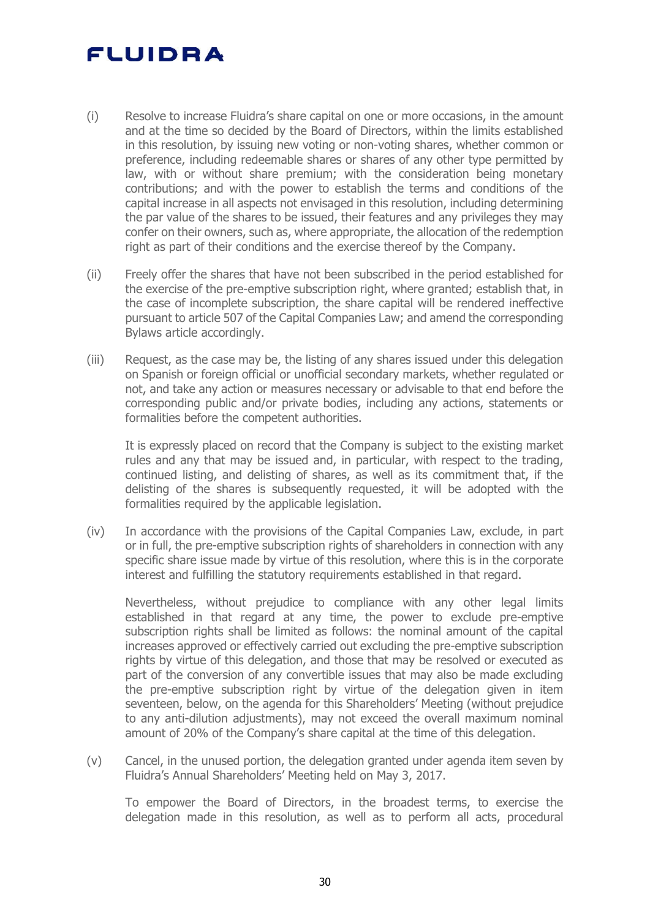(i) Resolve to increase Fluidra's share capital on one or more occasions, in the amount and at the time so decided by the Board of Directors, within the limits established in this resolution, by issuing new voting or non-voting shares, whether common or preference, including redeemable shares or shares of any other type permitted by law, with or without share premium; with the consideration being monetary contributions; and with the power to establish the terms and conditions of the capital increase in all aspects not envisaged in this resolution, including determining the par value of the shares to be issued, their features and any privileges they may confer on their owners, such as, where appropriate, the allocation of the redemption right as part of their conditions and the exercise thereof by the Company.

(ii) Freely offer the shares that have not been subscribed in the period established for the exercise of the pre-emptive subscription right, where granted; establish that, in the case of incomplete subscription, the share capital will be rendered ineffective pursuant to article 507 of the Capital Companies Law; and amend the corresponding Bylaws article accordingly.

(iii) Request, as the case may be, the listing of any shares issued under this delegation on Spanish or foreign official or unofficial secondary markets, whether regulated or not, and take any action or measures necessary or advisable to that end before the corresponding public and/or private bodies, including any actions, statements or formalities before the competent authorities.

It is expressly placed on record that the Company is subject to the existing market rules and any that may be issued and, in particular, with respect to the trading, continued listing, and delisting of shares, as well as its commitment that, if the delisting of the shares is subsequently requested, it will be adopted with the formalities required by the applicable legislation.

(iv) In accordance with the provisions of the Capital Companies Law, exclude, in part or in full, the pre-emptive subscription rights of shareholders in connection with any specific share issue made by virtue of this resolution, where this is in the corporate interest and fulfilling the statutory requirements established in that regard.

Nevertheless, without prejudice to compliance with any other legal limits established in that regard at any time, the power to exclude pre-emptive subscription rights shall be limited as follows: the nominal amount of the capital increases approved or effectively carried out excluding the pre-emptive subscription rights by virtue of this delegation, and those that may be resolved or executed as part of the conversion of any convertible issues that may also be made excluding the pre-emptive subscription right by virtue of the delegation given in item seventeen, below, on the agenda for this Shareholders' Meeting (without prejudice to any anti-dilution adjustments), may not exceed the overall maximum nominal amount of 20% of the Company's share capital at the time of this delegation.

(v) Cancel, in the unused portion, the delegation granted under agenda item seven by Fluidra's Annual Shareholders' Meeting held on May 3, 2017.

To empower the Board of Directors, in the broadest terms, to exercise the delegation made in this resolution, as well as to perform all acts, procedural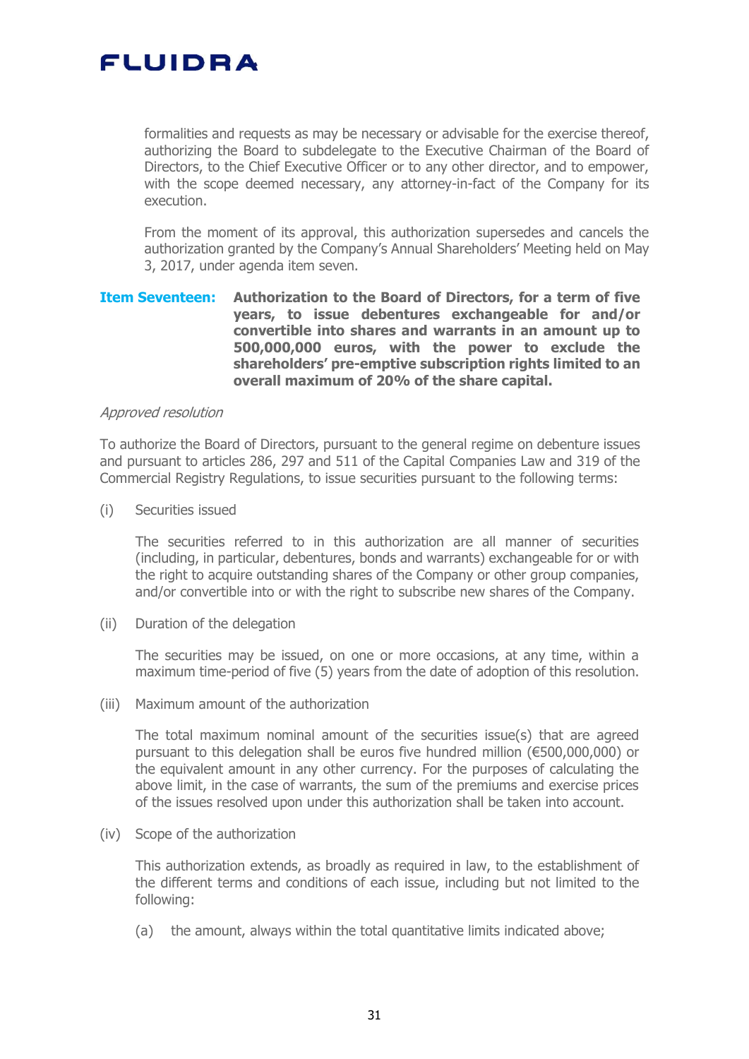formalities and requests as may be necessary or advisable for the exercise thereof, authorizing the Board to subdelegate to the Executive Chairman of the Board of Directors, to the Chief Executive Officer or to any other director, and to empower, with the scope deemed necessary, any attorney-in-fact of the Company for its execution.

From the moment of its approval, this authorization supersedes and cancels the authorization granted by the Company's Annual Shareholders' Meeting held on May 3, 2017, under agenda item seven.

**Item Seventeen: Authorization to the Board of Directors, for a term of five years, to issue debentures exchangeable for and/or convertible into shares and warrants in an amount up to 500,000,000 euros, with the power to exclude the shareholders' pre-emptive subscription rights limited to an overall maximum of 20% of the share capital.**

*Approved resolution*

To authorize the Board of Directors, pursuant to the general regime on debenture issues and pursuant to articles 286, 297 and 511 of the Capital Companies Law and 319 of the Commercial Registry Regulations, to issue securities pursuant to the following terms:

(i) Securities issued

The securities referred to in this authorization are all manner of securities (including, in particular, debentures, bonds and warrants) exchangeable for or with the right to acquire outstanding shares of the Company or other group companies, and/or convertible into or with the right to subscribe new shares of the Company.

(ii) Duration of the delegation

The securities may be issued, on one or more occasions, at any time, within a maximum time-period of five (5) years from the date of adoption of this resolution.

(iii) Maximum amount of the authorization

The total maximum nominal amount of the securities issue(s) that are agreed pursuant to this delegation shall be euros five hundred million (€500,000,000) or the equivalent amount in any other currency. For the purposes of calculating the above limit, in the case of warrants, the sum of the premiums and exercise prices of the issues resolved upon under this authorization shall be taken into account.

(iv) Scope of the authorization

This authorization extends, as broadly as required in law, to the establishment of the different terms and conditions of each issue, including but not limited to the following:

(a) the amount, always within the total quantitative limits indicated above;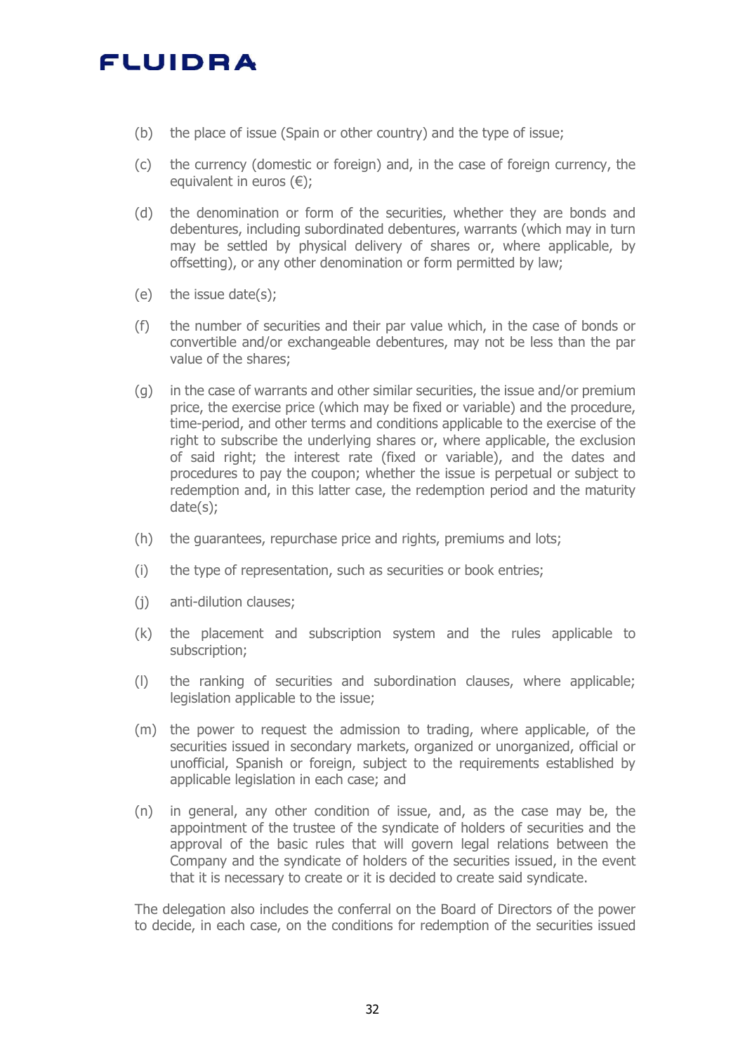(b) the place of issue (Spain or other country) and the type of issue;

(c) the currency (domestic or foreign) and, in the case of foreign currency, the equivalent in euros (€);

(d) the denomination or form of the securities, whether they are bonds and debentures, including subordinated debentures, warrants (which may in turn may be settled by physical delivery of shares or, where applicable, by offsetting), or any other denomination or form permitted by law;

(e) the issue date(s);

(f) the number of securities and their par value which, in the case of bonds or convertible and/or exchangeable debentures, may not be less than the par value of the shares;

(g) in the case of warrants and other similar securities, the issue and/or premium price, the exercise price (which may be fixed or variable) and the procedure, time-period, and other terms and conditions applicable to the exercise of the right to subscribe the underlying shares or, where applicable, the exclusion of said right; the interest rate (fixed or variable), and the dates and procedures to pay the coupon; whether the issue is perpetual or subject to redemption and, in this latter case, the redemption period and the maturity date(s);

(h) the guarantees, repurchase price and rights, premiums and lots;

(i) the type of representation, such as securities or book entries;

(j) anti-dilution clauses;

(k) the placement and subscription system and the rules applicable to subscription;

(l) the ranking of securities and subordination clauses, where applicable; legislation applicable to the issue;

(m) the power to request the admission to trading, where applicable, of the securities issued in secondary markets, organized or unorganized, official or unofficial, Spanish or foreign, subject to the requirements established by applicable legislation in each case; and

(n) in general, any other condition of issue, and, as the case may be, the appointment of the trustee of the syndicate of holders of securities and the approval of the basic rules that will govern legal relations between the Company and the syndicate of holders of the securities issued, in the event that it is necessary to create or it is decided to create said syndicate.

The delegation also includes the conferral on the Board of Directors of the power to decide, in each case, on the conditions for redemption of the securities issued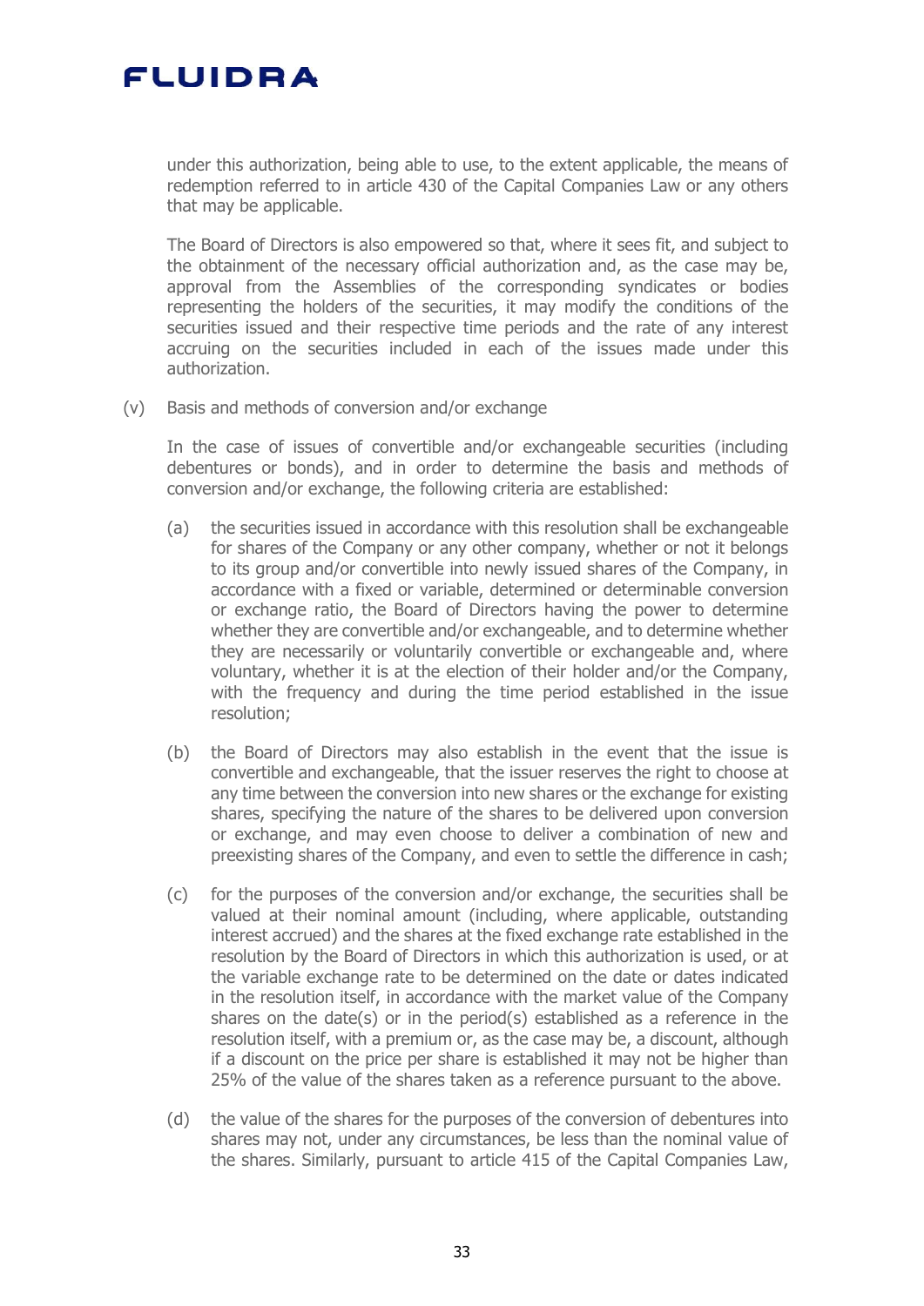under this authorization, being able to use, to the extent applicable, the means of redemption referred to in article 430 of the Capital Companies Law or any others that may be applicable.

The Board of Directors is also empowered so that, where it sees fit, and subject to the obtainment of the necessary official authorization and, as the case may be, approval from the Assemblies of the corresponding syndicates or bodies representing the holders of the securities, it may modify the conditions of the securities issued and their respective time periods and the rate of any interest accruing on the securities included in each of the issues made under this authorization.

(v) Basis and methods of conversion and/or exchange

In the case of issues of convertible and/or exchangeable securities (including debentures or bonds), and in order to determine the basis and methods of conversion and/or exchange, the following criteria are established:

(a) the securities issued in accordance with this resolution shall be exchangeable for shares of the Company or any other company, whether or not it belongs to its group and/or convertible into newly issued shares of the Company, in accordance with a fixed or variable, determined or determinable conversion or exchange ratio, the Board of Directors having the power to determine whether they are convertible and/or exchangeable, and to determine whether they are necessarily or voluntarily convertible or exchangeable and, where voluntary, whether it is at the election of their holder and/or the Company, with the frequency and during the time period established in the issue resolution;

(b) the Board of Directors may also establish in the event that the issue is convertible and exchangeable, that the issuer reserves the right to choose at any time between the conversion into new shares or the exchange for existing shares, specifying the nature of the shares to be delivered upon conversion or exchange, and may even choose to deliver a combination of new and preexisting shares of the Company, and even to settle the difference in cash;

(c) for the purposes of the conversion and/or exchange, the securities shall be valued at their nominal amount (including, where applicable, outstanding interest accrued) and the shares at the fixed exchange rate established in the resolution by the Board of Directors in which this authorization is used, or at the variable exchange rate to be determined on the date or dates indicated in the resolution itself, in accordance with the market value of the Company shares on the date(s) or in the period(s) established as a reference in the resolution itself, with a premium or, as the case may be, a discount, although if a discount on the price per share is established it may not be higher than 25% of the value of the shares taken as a reference pursuant to the above.

(d) the value of the shares for the purposes of the conversion of debentures into shares may not, under any circumstances, be less than the nominal value of the shares. Similarly, pursuant to article 415 of the Capital Companies Law,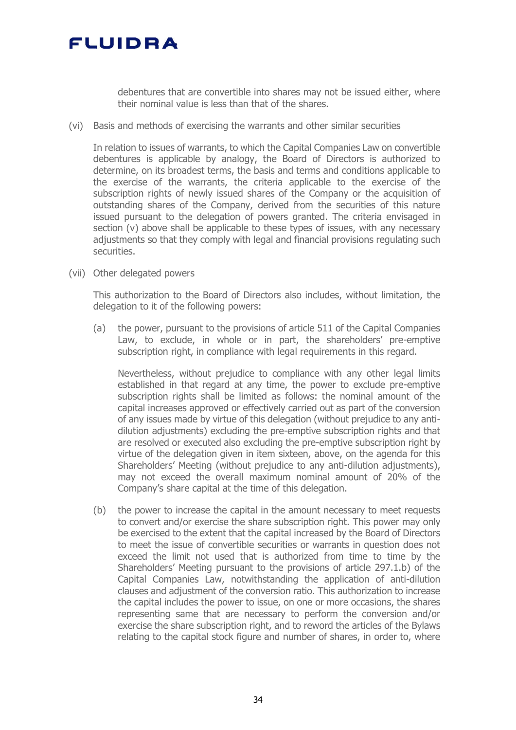debentures that are convertible into shares may not be issued either, where their nominal value is less than that of the shares.

(vi) Basis and methods of exercising the warrants and other similar securities

In relation to issues of warrants, to which the Capital Companies Law on convertible debentures is applicable by analogy, the Board of Directors is authorized to determine, on its broadest terms, the basis and terms and conditions applicable to the exercise of the warrants, the criteria applicable to the exercise of the subscription rights of newly issued shares of the Company or the acquisition of outstanding shares of the Company, derived from the securities of this nature issued pursuant to the delegation of powers granted. The criteria envisaged in section (v) above shall be applicable to these types of issues, with any necessary adjustments so that they comply with legal and financial provisions regulating such securities.

(vii) Other delegated powers

This authorization to the Board of Directors also includes, without limitation, the delegation to it of the following powers:

(a) the power, pursuant to the provisions of article 511 of the Capital Companies Law, to exclude, in whole or in part, the shareholders' pre-emptive subscription right, in compliance with legal requirements in this regard.

Nevertheless, without prejudice to compliance with any other legal limits established in that regard at any time, the power to exclude pre-emptive subscription rights shall be limited as follows: the nominal amount of the capital increases approved or effectively carried out as part of the conversion of any issues made by virtue of this delegation (without prejudice to any anti-dilution adjustments) excluding the pre-emptive subscription rights and that are resolved or executed also excluding the pre-emptive subscription right by virtue of the delegation given in item sixteen, above, on the agenda for this Shareholders' Meeting (without prejudice to any anti-dilution adjustments), may not exceed the overall maximum nominal amount of 20% of the Company's share capital at the time of this delegation.

(b) the power to increase the capital in the amount necessary to meet requests to convert and/or exercise the share subscription right. This power may only be exercised to the extent that the capital increased by the Board of Directors to meet the issue of convertible securities or warrants in question does not exceed the limit not used that is authorized from time to time by the Shareholders' Meeting pursuant to the provisions of article 297.1.b) of the Capital Companies Law, notwithstanding the application of anti-dilution clauses and adjustment of the conversion ratio. This authorization to increase the capital includes the power to issue, on one or more occasions, the shares representing same that are necessary to perform the conversion and/or exercise the share subscription right, and to reword the articles of the Bylaws relating to the capital stock figure and number of shares, in order to, where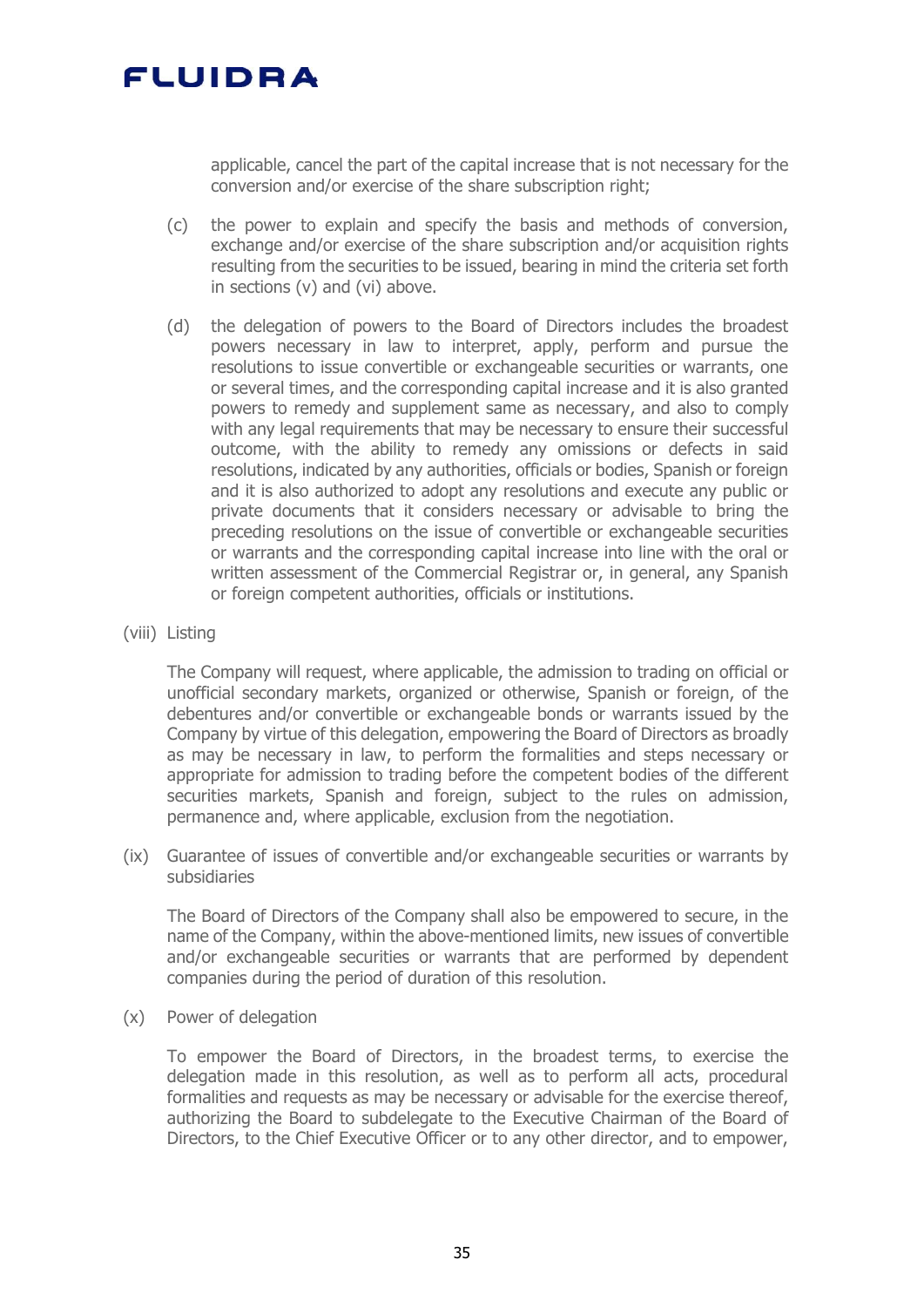applicable, cancel the part of the capital increase that is not necessary for the conversion and/or exercise of the share subscription right;

(c) the power to explain and specify the basis and methods of conversion, exchange and/or exercise of the share subscription and/or acquisition rights resulting from the securities to be issued, bearing in mind the criteria set forth in sections (v) and (vi) above.

(d) the delegation of powers to the Board of Directors includes the broadest powers necessary in law to interpret, apply, perform and pursue the resolutions to issue convertible or exchangeable securities or warrants, one or several times, and the corresponding capital increase and it is also granted powers to remedy and supplement same as necessary, and also to comply with any legal requirements that may be necessary to ensure their successful outcome, with the ability to remedy any omissions or defects in said resolutions, indicated by any authorities, officials or bodies, Spanish or foreign and it is also authorized to adopt any resolutions and execute any public or private documents that it considers necessary or advisable to bring the preceding resolutions on the issue of convertible or exchangeable securities or warrants and the corresponding capital increase into line with the oral or written assessment of the Commercial Registrar or, in general, any Spanish or foreign competent authorities, officials or institutions.

(viii) Listing

The Company will request, where applicable, the admission to trading on official or unofficial secondary markets, organized or otherwise, Spanish or foreign, of the debentures and/or convertible or exchangeable bonds or warrants issued by the Company by virtue of this delegation, empowering the Board of Directors as broadly as may be necessary in law, to perform the formalities and steps necessary or appropriate for admission to trading before the competent bodies of the different securities markets, Spanish and foreign, subject to the rules on admission, permanence and, where applicable, exclusion from the negotiation.

(ix) Guarantee of issues of convertible and/or exchangeable securities or warrants by subsidiaries

The Board of Directors of the Company shall also be empowered to secure, in the name of the Company, within the above-mentioned limits, new issues of convertible and/or exchangeable securities or warrants that are performed by dependent companies during the period of duration of this resolution.

(x) Power of delegation

To empower the Board of Directors, in the broadest terms, to exercise the delegation made in this resolution, as well as to perform all acts, procedural formalities and requests as may be necessary or advisable for the exercise thereof, authorizing the Board to subdelegate to the Executive Chairman of the Board of Directors, to the Chief Executive Officer or to any other director, and to empower,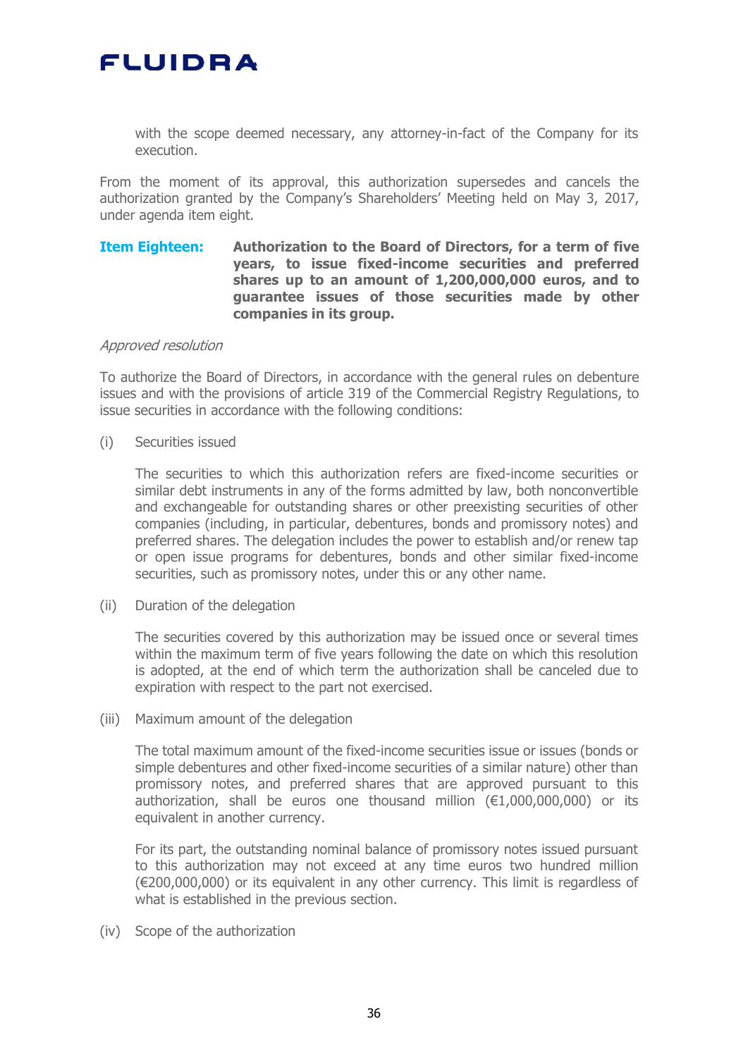with the scope deemed necessary, any attorney-in-fact of the Company for its execution.

From the moment of its approval, this authorization supersedes and cancels the authorization granted by the Company's Shareholders' Meeting held on May 3, 2017, under agenda item eight.

**Item Eighteen:** **Authorization to the Board of Directors, for a term of five years, to issue fixed-income securities and preferred shares up to an amount of 1,200,000,000 euros, and to guarantee issues of those securities made by other companies in its group.**

*Approved resolution*

To authorize the Board of Directors, in accordance with the general rules on debenture issues and with the provisions of article 319 of the Commercial Registry Regulations, to issue securities in accordance with the following conditions:

(i) Securities issued

The securities to which this authorization refers are fixed-income securities or similar debt instruments in any of the forms admitted by law, both nonconvertible and exchangeable for outstanding shares or other preexisting securities of other companies (including, in particular, debentures, bonds and promissory notes) and preferred shares. The delegation includes the power to establish and/or renew tap or open issue programs for debentures, bonds and other similar fixed-income securities, such as promissory notes, under this or any other name.

(ii) Duration of the delegation

The securities covered by this authorization may be issued once or several times within the maximum term of five years following the date on which this resolution is adopted, at the end of which term the authorization shall be canceled due to expiration with respect to the part not exercised.

(iii) Maximum amount of the delegation

The total maximum amount of the fixed-income securities issue or issues (bonds or simple debentures and other fixed-income securities of a similar nature) other than promissory notes, and preferred shares that are approved pursuant to this authorization, shall be euros one thousand million (€1,000,000,000) or its equivalent in another currency.

For its part, the outstanding nominal balance of promissory notes issued pursuant to this authorization may not exceed at any time euros two hundred million (€200,000,000) or its equivalent in any other currency. This limit is regardless of what is established in the previous section.

(iv) Scope of the authorization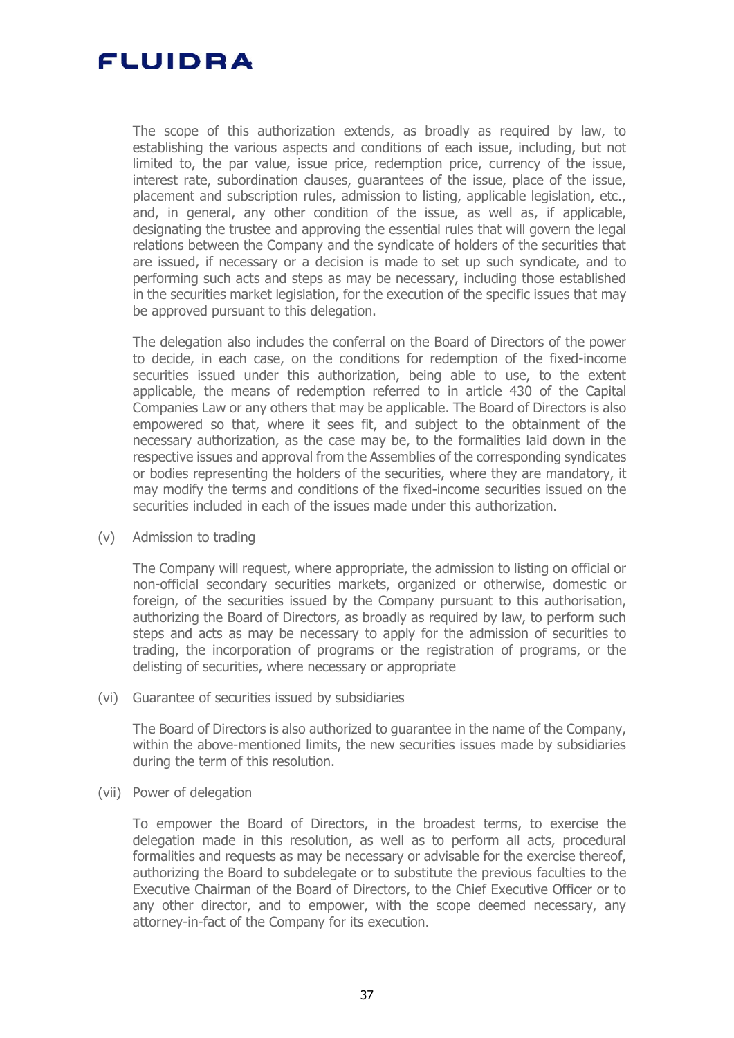The scope of this authorization extends, as broadly as required by law, to establishing the various aspects and conditions of each issue, including, but not limited to, the par value, issue price, redemption price, currency of the issue, interest rate, subordination clauses, guarantees of the issue, place of the issue, placement and subscription rules, admission to listing, applicable legislation, etc., and, in general, any other condition of the issue, as well as, if applicable, designating the trustee and approving the essential rules that will govern the legal relations between the Company and the syndicate of holders of the securities that are issued, if necessary or a decision is made to set up such syndicate, and to performing such acts and steps as may be necessary, including those established in the securities market legislation, for the execution of the specific issues that may be approved pursuant to this delegation.

The delegation also includes the conferral on the Board of Directors of the power to decide, in each case, on the conditions for redemption of the fixed-income securities issued under this authorization, being able to use, to the extent applicable, the means of redemption referred to in article 430 of the Capital Companies Law or any others that may be applicable. The Board of Directors is also empowered so that, where it sees fit, and subject to the obtainment of the necessary authorization, as the case may be, to the formalities laid down in the respective issues and approval from the Assemblies of the corresponding syndicates or bodies representing the holders of the securities, where they are mandatory, it may modify the terms and conditions of the fixed-income securities issued on the securities included in each of the issues made under this authorization.

(v) Admission to trading

The Company will request, where appropriate, the admission to listing on official or non-official secondary securities markets, organized or otherwise, domestic or foreign, of the securities issued by the Company pursuant to this authorisation, authorizing the Board of Directors, as broadly as required by law, to perform such steps and acts as may be necessary to apply for the admission of securities to trading, the incorporation of programs or the registration of programs, or the delisting of securities, where necessary or appropriate

(vi) Guarantee of securities issued by subsidiaries

The Board of Directors is also authorized to guarantee in the name of the Company, within the above-mentioned limits, the new securities issues made by subsidiaries during the term of this resolution.

(vii) Power of delegation

To empower the Board of Directors, in the broadest terms, to exercise the delegation made in this resolution, as well as to perform all acts, procedural formalities and requests as may be necessary or advisable for the exercise thereof, authorizing the Board to subdelegate or to substitute the previous faculties to the Executive Chairman of the Board of Directors, to the Chief Executive Officer or to any other director, and to empower, with the scope deemed necessary, any attorney-in-fact of the Company for its execution.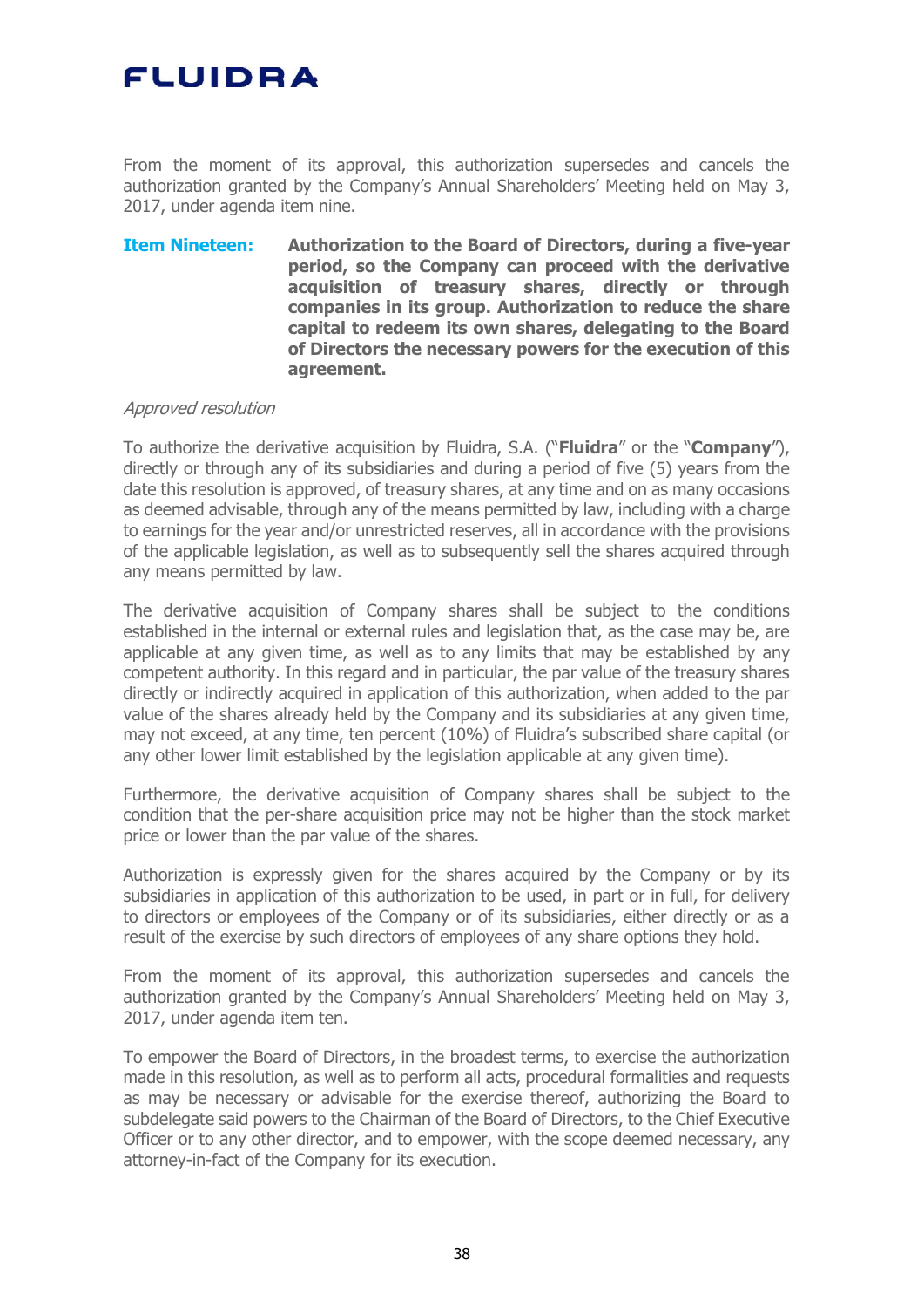From the moment of its approval, this authorization supersedes and cancels the authorization granted by the Company's Annual Shareholders' Meeting held on May 3, 2017, under agenda item nine.

**Item Nineteen: Authorization to the Board of Directors, during a five-year period, so the Company can proceed with the derivative acquisition of treasury shares, directly or through companies in its group. Authorization to reduce the share capital to redeem its own shares, delegating to the Board of Directors the necessary powers for the execution of this agreement.**

*Approved resolution*

To authorize the derivative acquisition by Fluidra, S.A. ("**Fluidra**" or the "**Company**"), directly or through any of its subsidiaries and during a period of five (5) years from the date this resolution is approved, of treasury shares, at any time and on as many occasions as deemed advisable, through any of the means permitted by law, including with a charge to earnings for the year and/or unrestricted reserves, all in accordance with the provisions of the applicable legislation, as well as to subsequently sell the shares acquired through any means permitted by law.

The derivative acquisition of Company shares shall be subject to the conditions established in the internal or external rules and legislation that, as the case may be, are applicable at any given time, as well as to any limits that may be established by any competent authority. In this regard and in particular, the par value of the treasury shares directly or indirectly acquired in application of this authorization, when added to the par value of the shares already held by the Company and its subsidiaries at any given time, may not exceed, at any time, ten percent (10%) of Fluidra's subscribed share capital (or any other lower limit established by the legislation applicable at any given time).

Furthermore, the derivative acquisition of Company shares shall be subject to the condition that the per-share acquisition price may not be higher than the stock market price or lower than the par value of the shares.

Authorization is expressly given for the shares acquired by the Company or by its subsidiaries in application of this authorization to be used, in part or in full, for delivery to directors or employees of the Company or of its subsidiaries, either directly or as a result of the exercise by such directors of employees of any share options they hold.

From the moment of its approval, this authorization supersedes and cancels the authorization granted by the Company's Annual Shareholders' Meeting held on May 3, 2017, under agenda item ten.

To empower the Board of Directors, in the broadest terms, to exercise the authorization made in this resolution, as well as to perform all acts, procedural formalities and requests as may be necessary or advisable for the exercise thereof, authorizing the Board to subdelegate said powers to the Chairman of the Board of Directors, to the Chief Executive Officer or to any other director, and to empower, with the scope deemed necessary, any attorney-in-fact of the Company for its execution.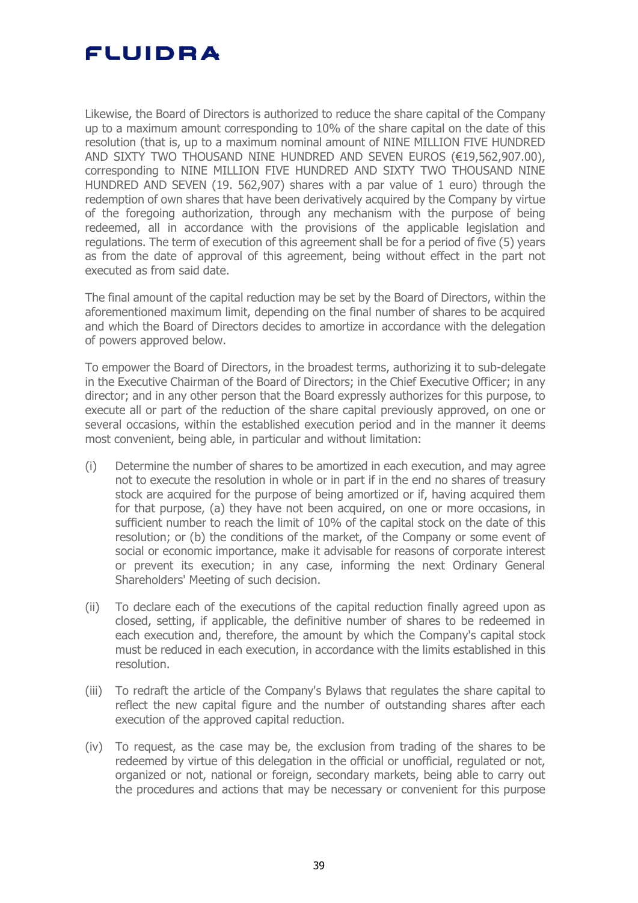Likewise, the Board of Directors is authorized to reduce the share capital of the Company up to a maximum amount corresponding to 10% of the share capital on the date of this resolution (that is, up to a maximum nominal amount of NINE MILLION FIVE HUNDRED AND SIXTY TWO THOUSAND NINE HUNDRED AND SEVEN EUROS (€19,562,907.00), corresponding to NINE MILLION FIVE HUNDRED AND SIXTY TWO THOUSAND NINE HUNDRED AND SEVEN (19. 562,907) shares with a par value of 1 euro) through the redemption of own shares that have been derivatively acquired by the Company by virtue of the foregoing authorization, through any mechanism with the purpose of being redeemed, all in accordance with the provisions of the applicable legislation and regulations. The term of execution of this agreement shall be for a period of five (5) years as from the date of approval of this agreement, being without effect in the part not executed as from said date.

The final amount of the capital reduction may be set by the Board of Directors, within the aforementioned maximum limit, depending on the final number of shares to be acquired and which the Board of Directors decides to amortize in accordance with the delegation of powers approved below.

To empower the Board of Directors, in the broadest terms, authorizing it to sub-delegate in the Executive Chairman of the Board of Directors; in the Chief Executive Officer; in any director; and in any other person that the Board expressly authorizes for this purpose, to execute all or part of the reduction of the share capital previously approved, on one or several occasions, within the established execution period and in the manner it deems most convenient, being able, in particular and without limitation:

(i) Determine the number of shares to be amortized in each execution, and may agree not to execute the resolution in whole or in part if in the end no shares of treasury stock are acquired for the purpose of being amortized or if, having acquired them for that purpose, (a) they have not been acquired, on one or more occasions, in sufficient number to reach the limit of 10% of the capital stock on the date of this resolution; or (b) the conditions of the market, of the Company or some event of social or economic importance, make it advisable for reasons of corporate interest or prevent its execution; in any case, informing the next Ordinary General Shareholders' Meeting of such decision.

(ii) To declare each of the executions of the capital reduction finally agreed upon as closed, setting, if applicable, the definitive number of shares to be redeemed in each execution and, therefore, the amount by which the Company's capital stock must be reduced in each execution, in accordance with the limits established in this resolution.

(iii) To redraft the article of the Company's Bylaws that regulates the share capital to reflect the new capital figure and the number of outstanding shares after each execution of the approved capital reduction.

(iv) To request, as the case may be, the exclusion from trading of the shares to be redeemed by virtue of this delegation in the official or unofficial, regulated or not, organized or not, national or foreign, secondary markets, being able to carry out the procedures and actions that may be necessary or convenient for this purpose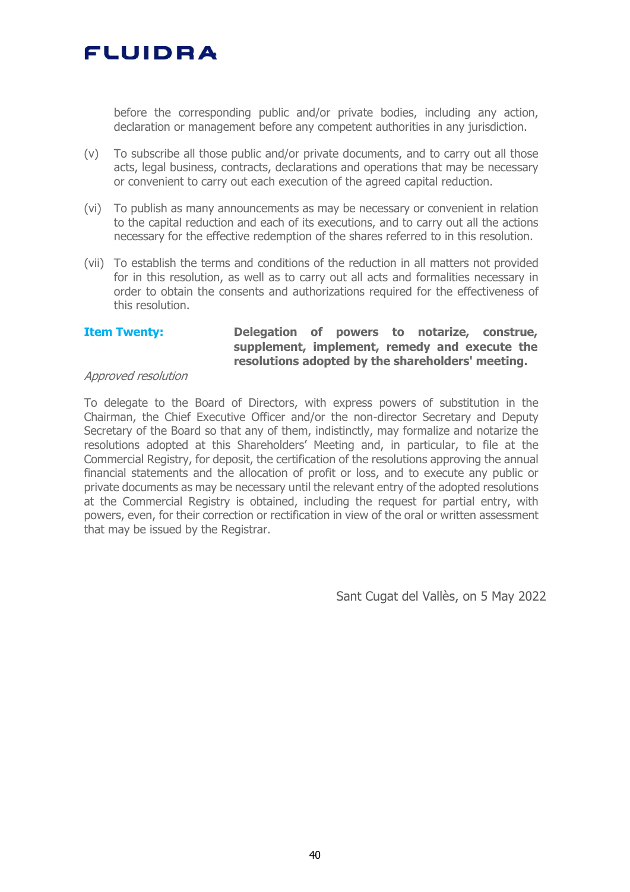before the corresponding public and/or private bodies, including any action, declaration or management before any competent authorities in any jurisdiction.

(v) To subscribe all those public and/or private documents, and to carry out all those acts, legal business, contracts, declarations and operations that may be necessary or convenient to carry out each execution of the agreed capital reduction.

(vi) To publish as many announcements as may be necessary or convenient in relation to the capital reduction and each of its executions, and to carry out all the actions necessary for the effective redemption of the shares referred to in this resolution.

(vii) To establish the terms and conditions of the reduction in all matters not provided for in this resolution, as well as to carry out all acts and formalities necessary in order to obtain the consents and authorizations required for the effectiveness of this resolution.

**Item Twenty:** **Delegation of powers to notarize, construe, supplement, implement, remedy and execute the resolutions adopted by the shareholders' meeting.**

*Approved resolution*

To delegate to the Board of Directors, with express powers of substitution in the Chairman, the Chief Executive Officer and/or the non-director Secretary and Deputy Secretary of the Board so that any of them, indistinctly, may formalize and notarize the resolutions adopted at this Shareholders' Meeting and, in particular, to file at the Commercial Registry, for deposit, the certification of the resolutions approving the annual financial statements and the allocation of profit or loss, and to execute any public or private documents as may be necessary until the relevant entry of the adopted resolutions at the Commercial Registry is obtained, including the request for partial entry, with powers, even, for their correction or rectification in view of the oral or written assessment that may be issued by the Registrar.

Sant Cugat del Vallès, on 5 May 2022